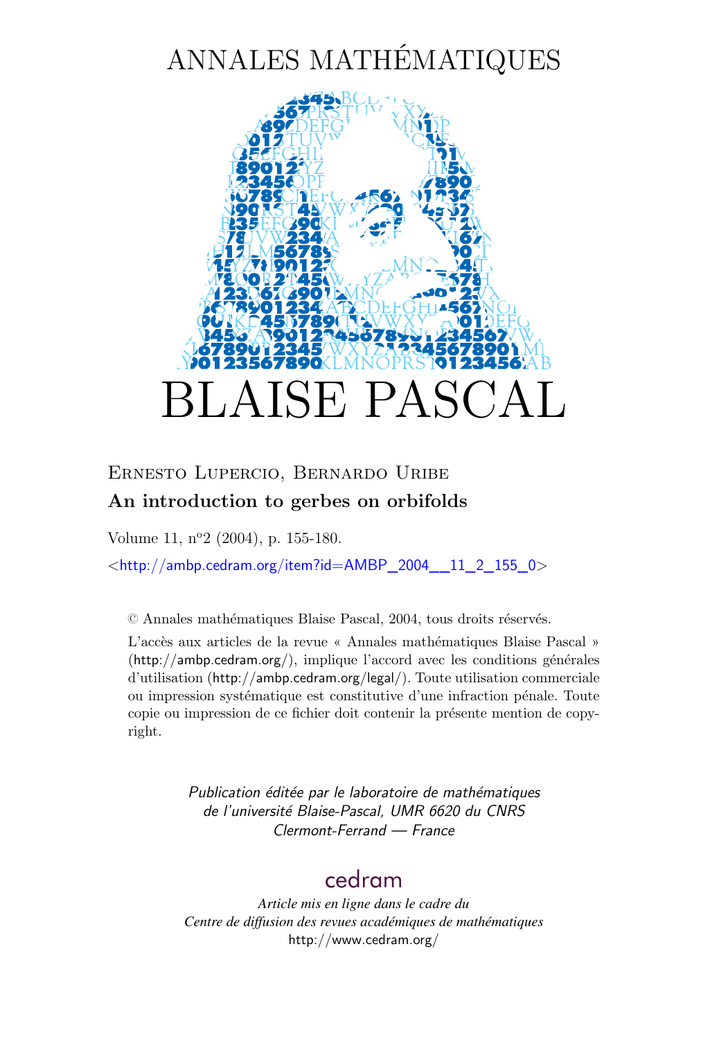# ANNALES MATHÉMATIQUES

# BLAISE PASCAL

Ernesto Lupercio, Bernardo Uribe

**An introduction to gerbes on orbifolds**

Volume 11, n°2 (2004), p. 155-180.

<http://ambp.cedram.org/item?id=AMBP_2004__11_2_155_0>

© Annales mathématiques Blaise Pascal, 2004, tous droits réservés.

L'accès aux articles de la revue « Annales mathématiques Blaise Pascal » (http://ambp.cedram.org/), implique l'accord avec les conditions générales d'utilisation (http://ambp.cedram.org/legal/). Toute utilisation commerciale ou impression systématique est constitutive d'une infraction pénale. Toute copie ou impression de ce fichier doit contenir la présente mention de copyright.

*Publication éditée par le laboratoire de mathématiques de l'université Blaise-Pascal, UMR 6620 du CNRS Clermont-Ferrand — France*

cedram

*Article mis en ligne dans le cadre du Centre de diffusion des revues académiques de mathématiques*
http://www.cedram.org/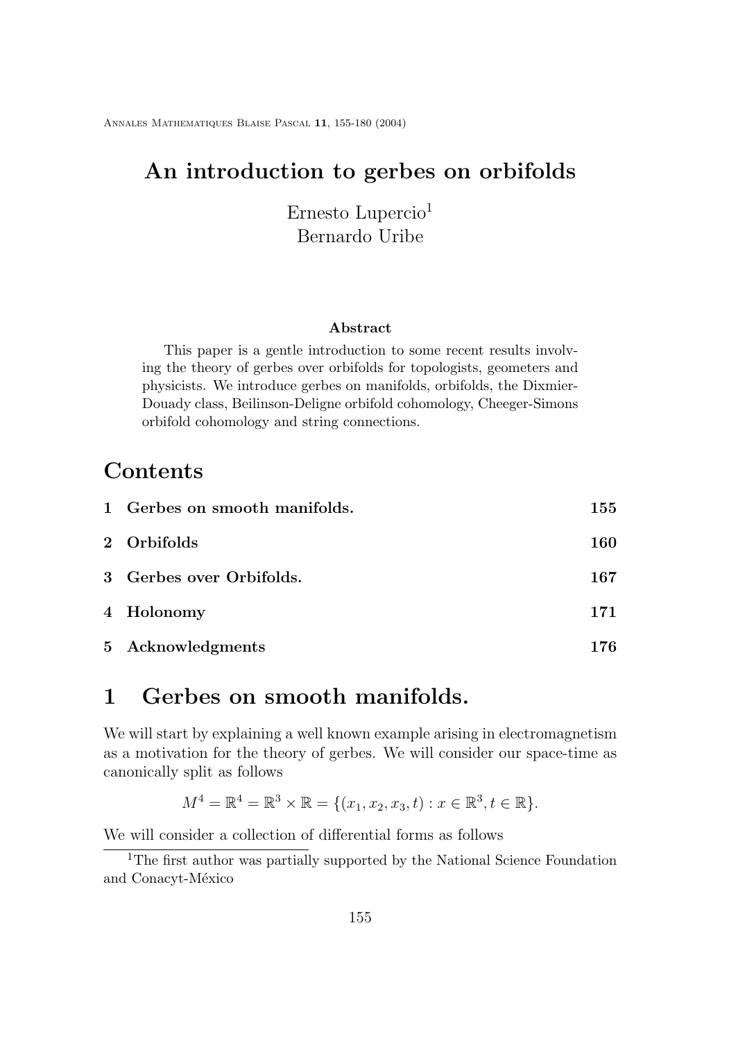# An introduction to gerbes on orbifolds

Ernesto Lupercio[1]
Bernardo Uribe

### Abstract

This paper is a gentle introduction to some recent results involving the theory of gerbes over orbifolds for topologists, geometers and physicists. We introduce gerbes on manifolds, orbifolds, the Dixmier-Douady class, Beilinson-Deligne orbifold cohomology, Cheeger-Simons orbifold cohomology and string connections.

## Contents

| | | |
|---|---|---|
| **1** | **Gerbes on smooth manifolds.** | **155** |
| **2** | **Orbifolds** | **160** |
| **3** | **Gerbes over Orbifolds.** | **167** |
| **4** | **Holonomy** | **171** |
| **5** | **Acknowledgments** | **176** |

## 1 Gerbes on smooth manifolds.

We will start by explaining a well known example arising in electromagnetism as a motivation for the theory of gerbes. We will consider our space-time as canonically split as follows

$$M^4 = \mathbb{R}^4 = \mathbb{R}^3 \times \mathbb{R} = \{(x_1, x_2, x_3, t) : x \in \mathbb{R}^3, t \in \mathbb{R}\}.$$

We will consider a collection of differential forms as follows

[1] The first author was partially supported by the National Science Foundation and Conacyt-México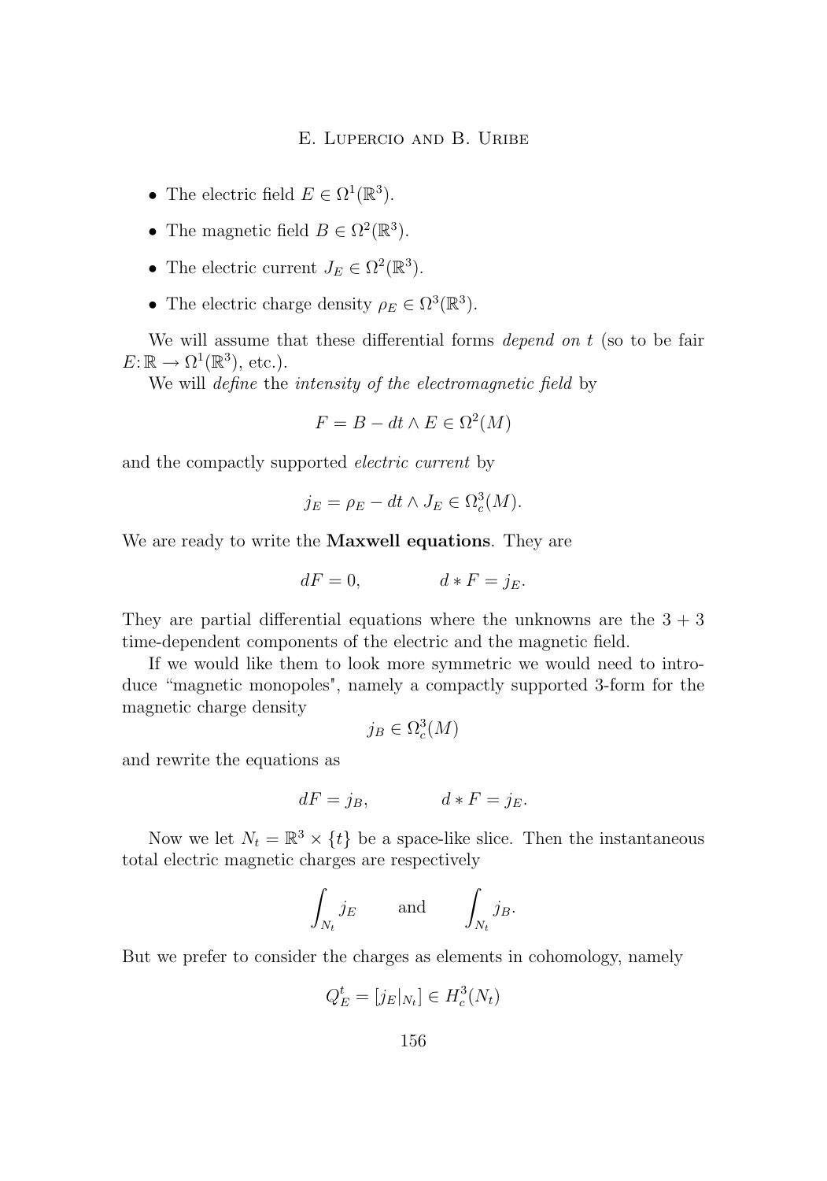- The electric field $E \in \Omega^1(\mathbb{R}^3)$.
- The magnetic field $B \in \Omega^2(\mathbb{R}^3)$.
- The electric current $J_E \in \Omega^2(\mathbb{R}^3)$.
- The electric charge density $\rho_E \in \Omega^3(\mathbb{R}^3)$.

We will assume that these differential forms *depend on* $t$ (so to be fair $E\colon \mathbb{R} \to \Omega^1(\mathbb{R}^3)$, etc.).

We will *define* the *intensity of the electromagnetic field* by

$$F = B - dt \wedge E \in \Omega^2(M)$$

and the compactly supported *electric current* by

$$j_E = \rho_E - dt \wedge J_E \in \Omega^3_c(M).$$

We are ready to write the **Maxwell equations**. They are

$$dF = 0, \qquad\qquad d * F = j_E.$$

They are partial differential equations where the unknowns are the $3+3$ time-dependent components of the electric and the magnetic field.

If we would like them to look more symmetric we would need to introduce "magnetic monopoles", namely a compactly supported 3-form for the magnetic charge density

$$j_B \in \Omega^3_c(M)$$

and rewrite the equations as

$$dF = j_B, \qquad\qquad d * F = j_E.$$

Now we let $N_t = \mathbb{R}^3 \times \{t\}$ be a space-like slice. Then the instantaneous total electric magnetic charges are respectively

$$\int_{N_t} j_E \qquad \text{and} \qquad \int_{N_t} j_B.$$

But we prefer to consider the charges as elements in cohomology, namely

$$Q^t_E = [j_E|_{N_t}] \in H^3_c(N_t)$$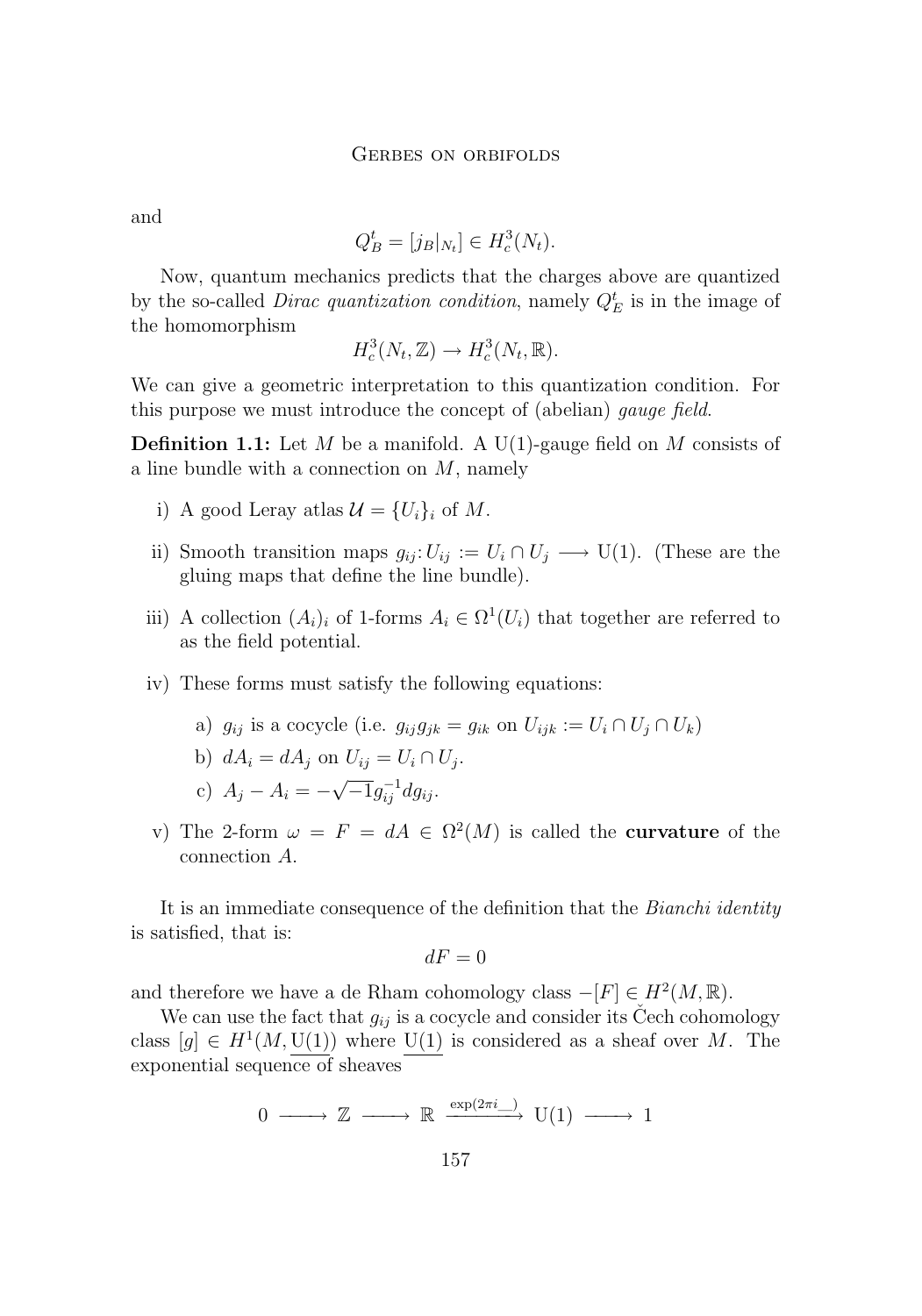and

$$Q_B^t = [j_B|_{N_t}] \in H_c^3(N_t).$$

Now, quantum mechanics predicts that the charges above are quantized by the so-called *Dirac quantization condition*, namely $Q_E^t$ is in the image of the homomorphism

$$H_c^3(N_t, \mathbb{Z}) \to H_c^3(N_t, \mathbb{R}).$$

We can give a geometric interpretation to this quantization condition. For this purpose we must introduce the concept of (abelian) *gauge field*.

**Definition 1.1:** Let $M$ be a manifold. A $\mathrm{U}(1)$-gauge field on $M$ consists of a line bundle with a connection on $M$, namely

i) A good Leray atlas $\mathcal{U} = \{U_i\}_i$ of $M$.

ii) Smooth transition maps $g_{ij}: U_{ij} := U_i \cap U_j \longrightarrow \mathrm{U}(1)$. (These are the gluing maps that define the line bundle).

iii) A collection $(A_i)_i$ of 1-forms $A_i \in \Omega^1(U_i)$ that together are referred to as the field potential.

iv) These forms must satisfy the following equations:

   a) $g_{ij}$ is a cocycle (i.e. $g_{ij}g_{jk} = g_{ik}$ on $U_{ijk} := U_i \cap U_j \cap U_k$)

   b) $dA_i = dA_j$ on $U_{ij} = U_i \cap U_j$.

   c) $A_j - A_i = -\sqrt{-1} g_{ij}^{-1} dg_{ij}$.

v) The 2-form $\omega = F = dA \in \Omega^2(M)$ is called the **curvature** of the connection $A$.

It is an immediate consequence of the definition that the *Bianchi identity* is satisfied, that is:

$$dF = 0$$

and therefore we have a de Rham cohomology class $-[F] \in H^2(M, \mathbb{R})$.

We can use the fact that $g_{ij}$ is a cocycle and consider its Čech cohomology class $[g] \in H^1(M, \underline{\mathrm{U}(1)})$ where $\underline{\mathrm{U}(1)}$ is considered as a sheaf over $M$. The exponential sequence of sheaves

$$0 \longrightarrow \mathbb{Z} \longrightarrow \mathbb{R} \xrightarrow{\exp(2\pi i \_\_)} \mathrm{U}(1) \longrightarrow 1$$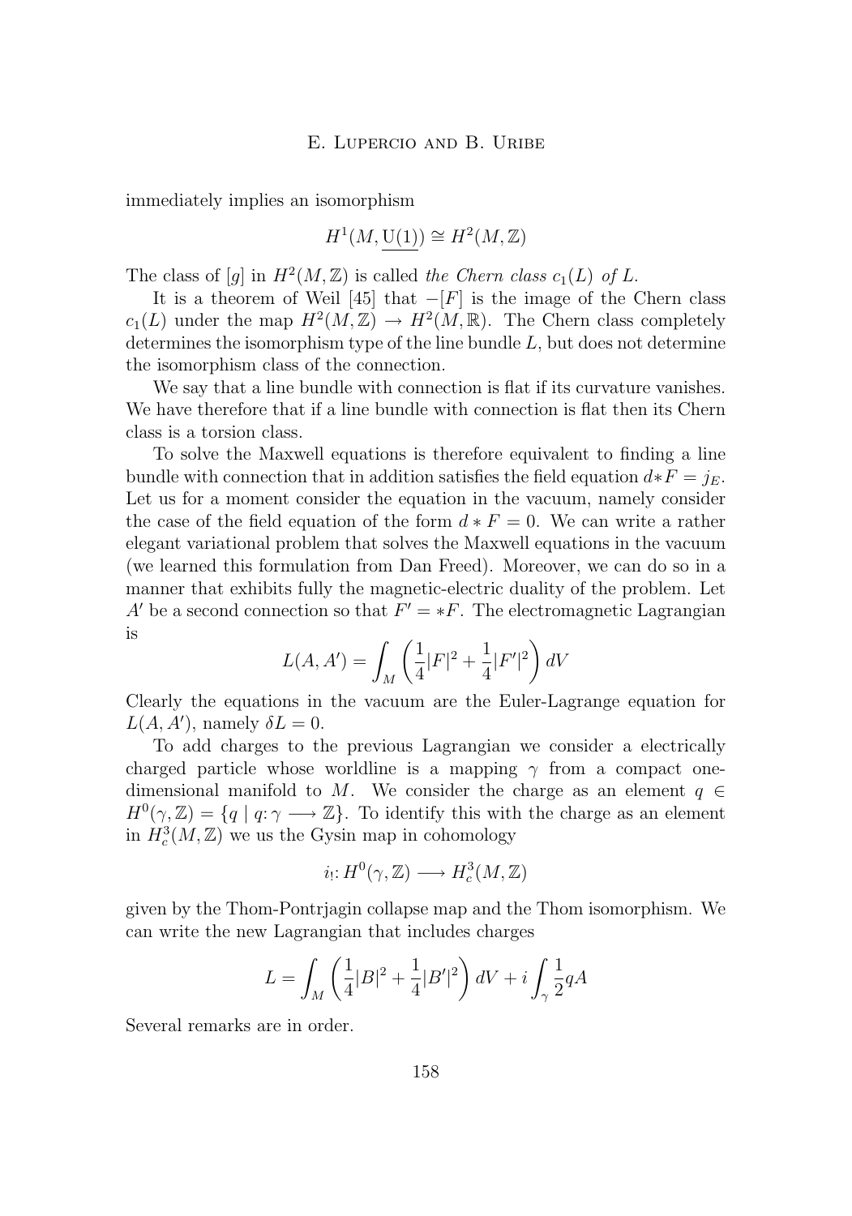immediately implies an isomorphism

$$H^1(M, \underline{\mathrm{U}(1)}) \cong H^2(M, \mathbb{Z})$$

The class of $[g]$ in $H^2(M, \mathbb{Z})$ is called *the Chern class* $c_1(L)$ *of* $L$.

It is a theorem of Weil [45] that $-[F]$ is the image of the Chern class $c_1(L)$ under the map $H^2(M, \mathbb{Z}) \to H^2(M, \mathbb{R})$. The Chern class completely determines the isomorphism type of the line bundle $L$, but does not determine the isomorphism class of the connection.

We say that a line bundle with connection is flat if its curvature vanishes. We have therefore that if a line bundle with connection is flat then its Chern class is a torsion class.

To solve the Maxwell equations is therefore equivalent to finding a line bundle with connection that in addition satisfies the field equation $d{*}F = j_E$. Let us for a moment consider the equation in the vacuum, namely consider the case of the field equation of the form $d * F = 0$. We can write a rather elegant variational problem that solves the Maxwell equations in the vacuum (we learned this formulation from Dan Freed). Moreover, we can do so in a manner that exhibits fully the magnetic-electric duality of the problem. Let $A'$ be a second connection so that $F' = *F$. The electromagnetic Lagrangian is

$$L(A, A') = \int_M \left( \frac{1}{4}|F|^2 + \frac{1}{4}|F'|^2 \right) dV$$

Clearly the equations in the vacuum are the Euler-Lagrange equation for $L(A, A')$, namely $\delta L = 0$.

To add charges to the previous Lagrangian we consider a electrically charged particle whose worldline is a mapping $\gamma$ from a compact one-dimensional manifold to $M$. We consider the charge as an element $q \in H^0(\gamma, \mathbb{Z}) = \{q \mid q\colon \gamma \longrightarrow \mathbb{Z}\}$. To identify this with the charge as an element in $H^3_c(M, \mathbb{Z})$ we us the Gysin map in cohomology

$$i_!\colon H^0(\gamma, \mathbb{Z}) \longrightarrow H^3_c(M, \mathbb{Z})$$

given by the Thom-Pontrjagin collapse map and the Thom isomorphism. We can write the new Lagrangian that includes charges

$$L = \int_M \left( \frac{1}{4}|B|^2 + \frac{1}{4}|B'|^2 \right) dV + i \int_\gamma \frac{1}{2} qA$$

Several remarks are in order.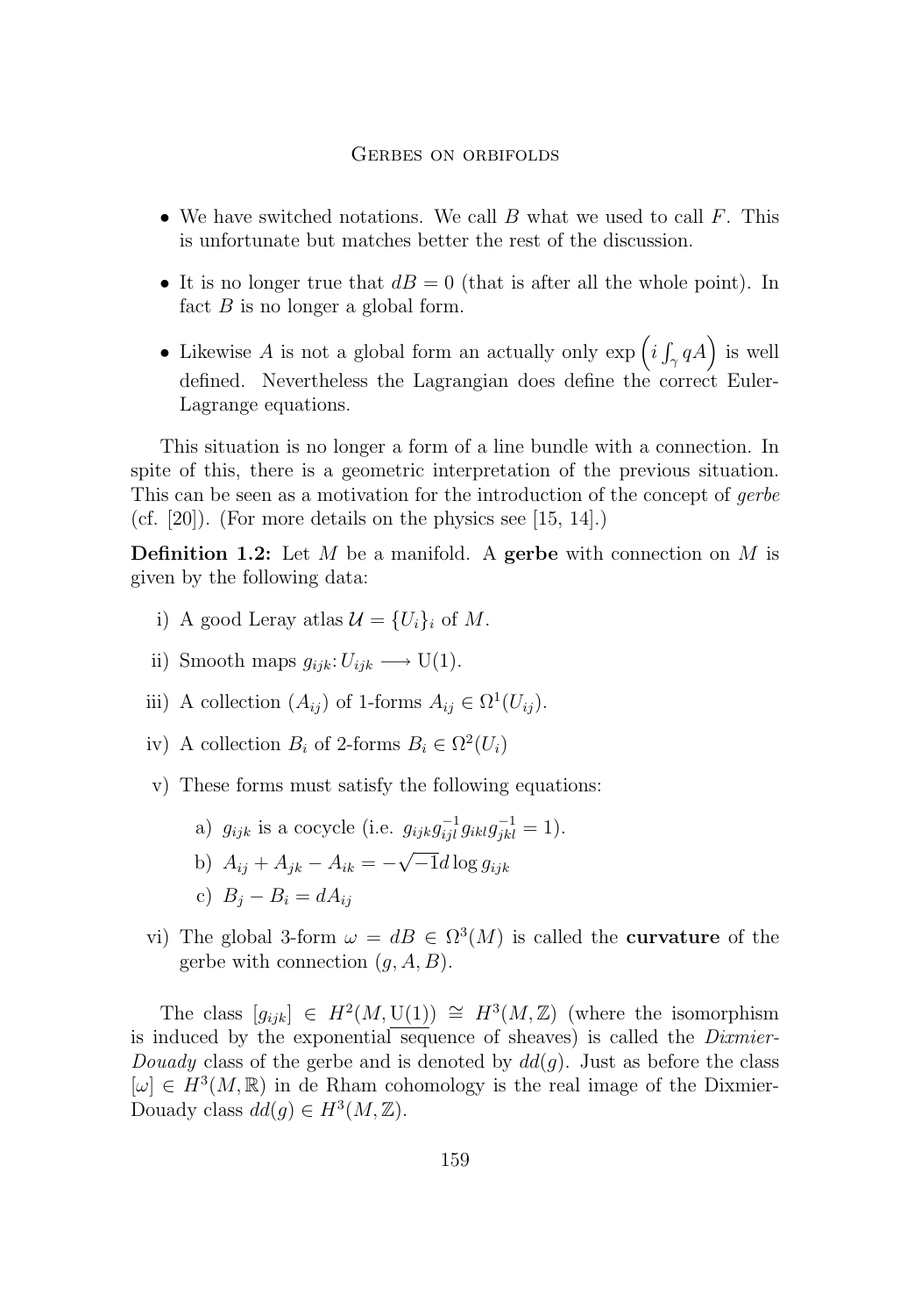- We have switched notations. We call $B$ what we used to call $F$. This is unfortunate but matches better the rest of the discussion.
- It is no longer true that $dB = 0$ (that is after all the whole point). In fact $B$ is no longer a global form.
- Likewise $A$ is not a global form an actually only $\exp\left(i \int_\gamma qA\right)$ is well defined. Nevertheless the Lagrangian does define the correct Euler-Lagrange equations.

This situation is no longer a form of a line bundle with a connection. In spite of this, there is a geometric interpretation of the previous situation. This can be seen as a motivation for the introduction of the concept of *gerbe* (cf. [20]). (For more details on the physics see [15, 14].)

**Definition 1.2:** Let $M$ be a manifold. A **gerbe** with connection on $M$ is given by the following data:

i) A good Leray atlas $\mathcal{U} = \{U_i\}_i$ of $M$.

ii) Smooth maps $g_{ijk} \colon U_{ijk} \longrightarrow \mathrm{U}(1)$.

iii) A collection $(A_{ij})$ of 1-forms $A_{ij} \in \Omega^1(U_{ij})$.

iv) A collection $B_i$ of 2-forms $B_i \in \Omega^2(U_i)$

v) These forms must satisfy the following equations:

   a) $g_{ijk}$ is a cocycle (i.e. $g_{ijk} g_{ijl}^{-1} g_{ikl} g_{jkl}^{-1} = 1$).

   b) $A_{ij} + A_{jk} - A_{ik} = -\sqrt{-1} d \log g_{ijk}$

   c) $B_j - B_i = dA_{ij}$

vi) The global 3-form $\omega = dB \in \Omega^3(M)$ is called the **curvature** of the gerbe with connection $(g, A, B)$.

The class $[g_{ijk}] \in H^2(M, \underline{\mathrm{U}(1)}) \cong H^3(M, \mathbb{Z})$ (where the isomorphism is induced by the exponential sequence of sheaves) is called the *Dixmier-Douady* class of the gerbe and is denoted by $dd(g)$. Just as before the class $[\omega] \in H^3(M, \mathbb{R})$ in de Rham cohomology is the real image of the Dixmier-Douady class $dd(g) \in H^3(M, \mathbb{Z})$.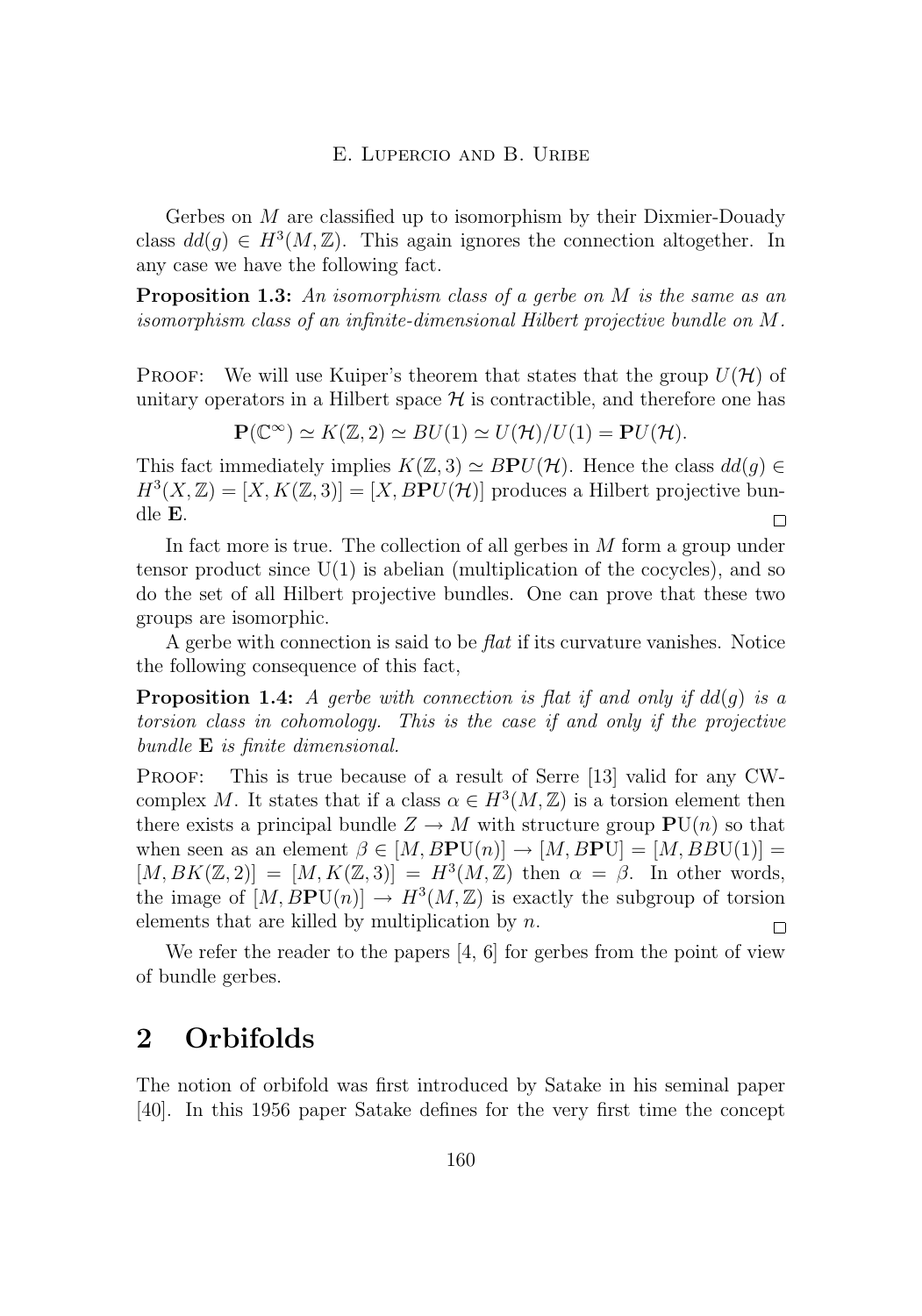Gerbes on $M$ are classified up to isomorphism by their Dixmier-Douady class $dd(g) \in H^3(M, \mathbb{Z})$. This again ignores the connection altogether. In any case we have the following fact.

**Proposition 1.3:** *An isomorphism class of a gerbe on $M$ is the same as an isomorphism class of an infinite-dimensional Hilbert projective bundle on $M$.*

PROOF: We will use Kuiper's theorem that states that the group $U(\mathcal{H})$ of unitary operators in a Hilbert space $\mathcal{H}$ is contractible, and therefore one has

$$\mathbf{P}(\mathbb{C}^\infty) \simeq K(\mathbb{Z}, 2) \simeq BU(1) \simeq U(\mathcal{H})/U(1) = \mathbf{P}U(\mathcal{H}).$$

This fact immediately implies $K(\mathbb{Z}, 3) \simeq B\mathbf{P}U(\mathcal{H})$. Hence the class $dd(g) \in H^3(X, \mathbb{Z}) = [X, K(\mathbb{Z}, 3)] = [X, B\mathbf{P}U(\mathcal{H})]$ produces a Hilbert projective bundle $\mathbf{E}$. $\square$

In fact more is true. The collection of all gerbes in $M$ form a group under tensor product since U(1) is abelian (multiplication of the cocycles), and so do the set of all Hilbert projective bundles. One can prove that these two groups are isomorphic.

A gerbe with connection is said to be *flat* if its curvature vanishes. Notice the following consequence of this fact,

**Proposition 1.4:** *A gerbe with connection is flat if and only if $dd(g)$ is a torsion class in cohomology. This is the case if and only if the projective bundle $\mathbf{E}$ is finite dimensional.*

PROOF: This is true because of a result of Serre [13] valid for any CW-complex $M$. It states that if a class $\alpha \in H^3(M, \mathbb{Z})$ is a torsion element then there exists a principal bundle $Z \to M$ with structure group $\mathbf{P}\mathrm{U}(n)$ so that when seen as an element $\beta \in [M, B\mathbf{P}\mathrm{U}(n)] \to [M, B\mathbf{P}\mathrm{U}] = [M, BB\mathrm{U}(1)] = [M, BK(\mathbb{Z}, 2)] = [M, K(\mathbb{Z}, 3)] = H^3(M, \mathbb{Z})$ then $\alpha = \beta$. In other words, the image of $[M, B\mathbf{P}\mathrm{U}(n)] \to H^3(M, \mathbb{Z})$ is exactly the subgroup of torsion elements that are killed by multiplication by $n$. $\square$

We refer the reader to the papers [4, 6] for gerbes from the point of view of bundle gerbes.

## 2 Orbifolds

The notion of orbifold was first introduced by Satake in his seminal paper [40]. In this 1956 paper Satake defines for the very first time the concept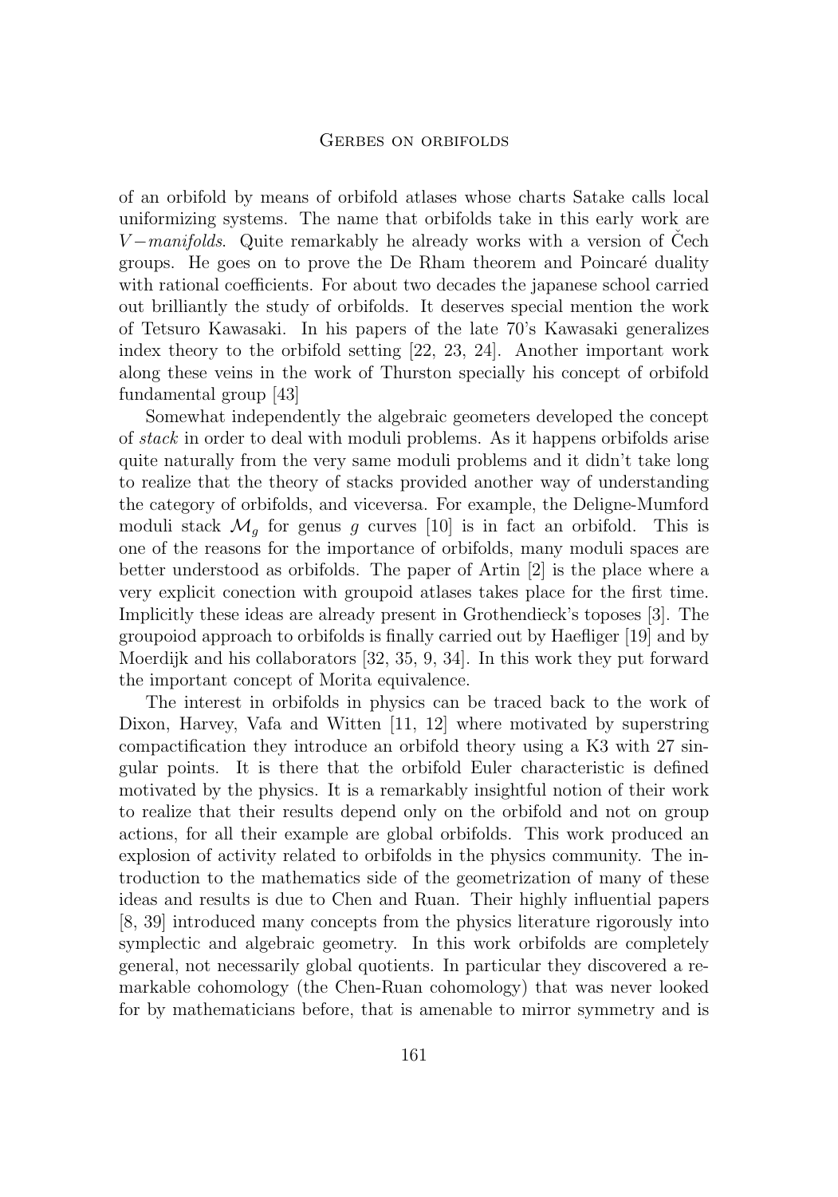of an orbifold by means of orbifold atlases whose charts Satake calls local uniformizing systems. The name that orbifolds take in this early work are *V−manifolds*. Quite remarkably he already works with a version of Čech groups. He goes on to prove the De Rham theorem and Poincaré duality with rational coefficients. For about two decades the japanese school carried out brilliantly the study of orbifolds. It deserves special mention the work of Tetsuro Kawasaki. In his papers of the late 70's Kawasaki generalizes index theory to the orbifold setting [22, 23, 24]. Another important work along these veins in the work of Thurston specially his concept of orbifold fundamental group [43]

Somewhat independently the algebraic geometers developed the concept of *stack* in order to deal with moduli problems. As it happens orbifolds arise quite naturally from the very same moduli problems and it didn't take long to realize that the theory of stacks provided another way of understanding the category of orbifolds, and viceversa. For example, the Deligne-Mumford moduli stack $\mathcal{M}_g$ for genus $g$ curves [10] is in fact an orbifold. This is one of the reasons for the importance of orbifolds, many moduli spaces are better understood as orbifolds. The paper of Artin [2] is the place where a very explicit conection with groupoid atlases takes place for the first time. Implicitly these ideas are already present in Grothendieck's toposes [3]. The groupoiod approach to orbifolds is finally carried out by Haefliger [19] and by Moerdijk and his collaborators [32, 35, 9, 34]. In this work they put forward the important concept of Morita equivalence.

The interest in orbifolds in physics can be traced back to the work of Dixon, Harvey, Vafa and Witten [11, 12] where motivated by superstring compactification they introduce an orbifold theory using a K3 with 27 singular points. It is there that the orbifold Euler characteristic is defined motivated by the physics. It is a remarkably insightful notion of their work to realize that their results depend only on the orbifold and not on group actions, for all their example are global orbifolds. This work produced an explosion of activity related to orbifolds in the physics community. The introduction to the mathematics side of the geometrization of many of these ideas and results is due to Chen and Ruan. Their highly influential papers [8, 39] introduced many concepts from the physics literature rigorously into symplectic and algebraic geometry. In this work orbifolds are completely general, not necessarily global quotients. In particular they discovered a remarkable cohomology (the Chen-Ruan cohomology) that was never looked for by mathematicians before, that is amenable to mirror symmetry and is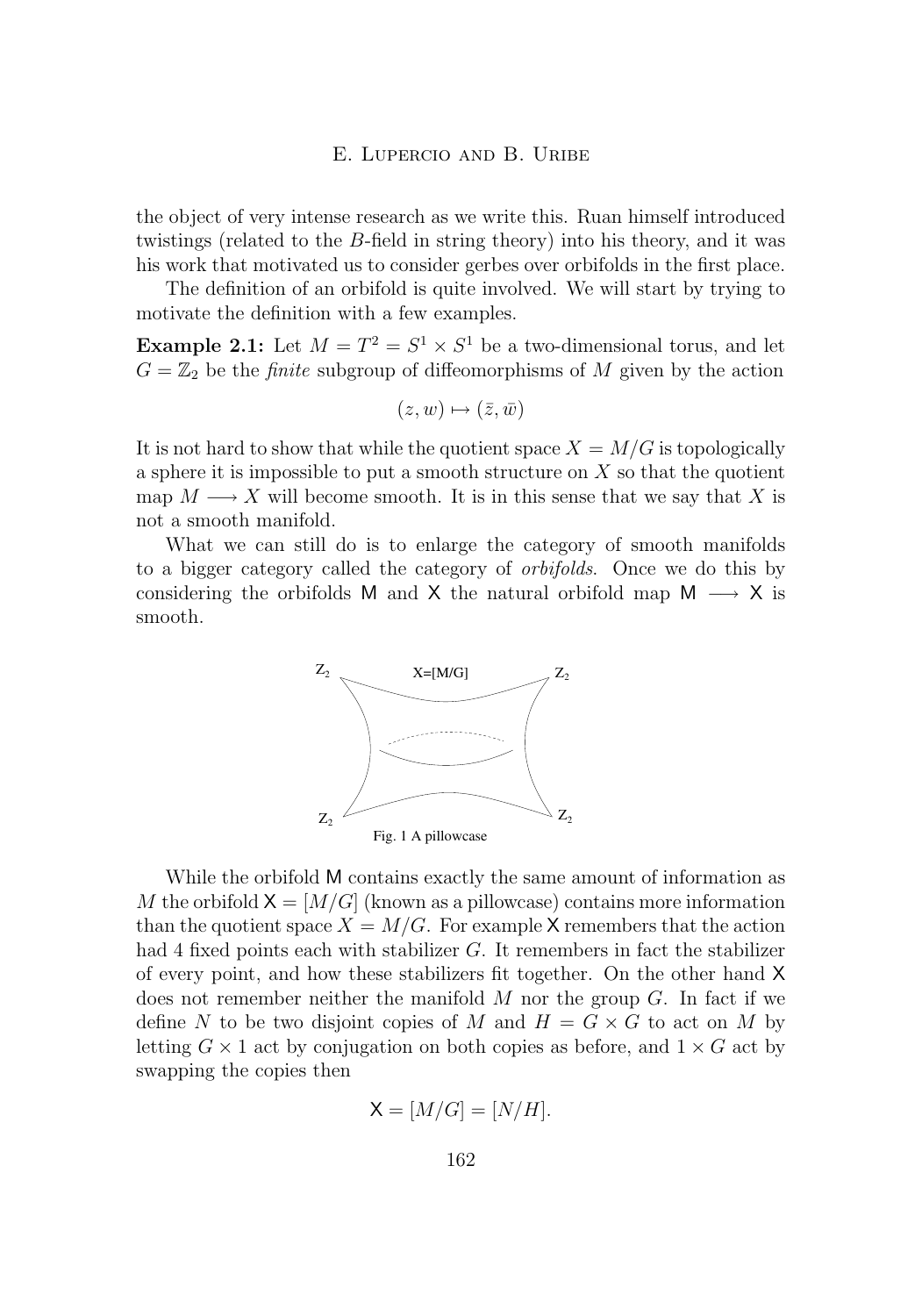the object of very intense research as we write this. Ruan himself introduced twistings (related to the $B$-field in string theory) into his theory, and it was his work that motivated us to consider gerbes over orbifolds in the first place.

The definition of an orbifold is quite involved. We will start by trying to motivate the definition with a few examples.

**Example 2.1:** Let $M = T^2 = S^1 \times S^1$ be a two-dimensional torus, and let $G = \mathbb{Z}_2$ be the *finite* subgroup of diffeomorphisms of $M$ given by the action

$$(z, w) \mapsto (\bar{z}, \bar{w})$$

It is not hard to show that while the quotient space $X = M/G$ is topologically a sphere it is impossible to put a smooth structure on $X$ so that the quotient map $M \longrightarrow X$ will become smooth. It is in this sense that we say that $X$ is not a smooth manifold.

What we can still do is to enlarge the category of smooth manifolds to a bigger category called the category of *orbifolds*. Once we do this by considering the orbifolds $\mathsf{M}$ and $\mathsf{X}$ the natural orbifold map $\mathsf{M} \longrightarrow \mathsf{X}$ is smooth.

Fig. 1 A pillowcase

While the orbifold $\mathsf{M}$ contains exactly the same amount of information as $M$ the orbifold $\mathsf{X} = [M/G]$ (known as a pillowcase) contains more information than the quotient space $X = M/G$. For example $\mathsf{X}$ remembers that the action had 4 fixed points each with stabilizer $G$. It remembers in fact the stabilizer of every point, and how these stabilizers fit together. On the other hand $\mathsf{X}$ does not remember neither the manifold $M$ nor the group $G$. In fact if we define $N$ to be two disjoint copies of $M$ and $H = G \times G$ to act on $M$ by letting $G \times 1$ act by conjugation on both copies as before, and $1 \times G$ act by swapping the copies then

$$\mathsf{X} = [M/G] = [N/H].$$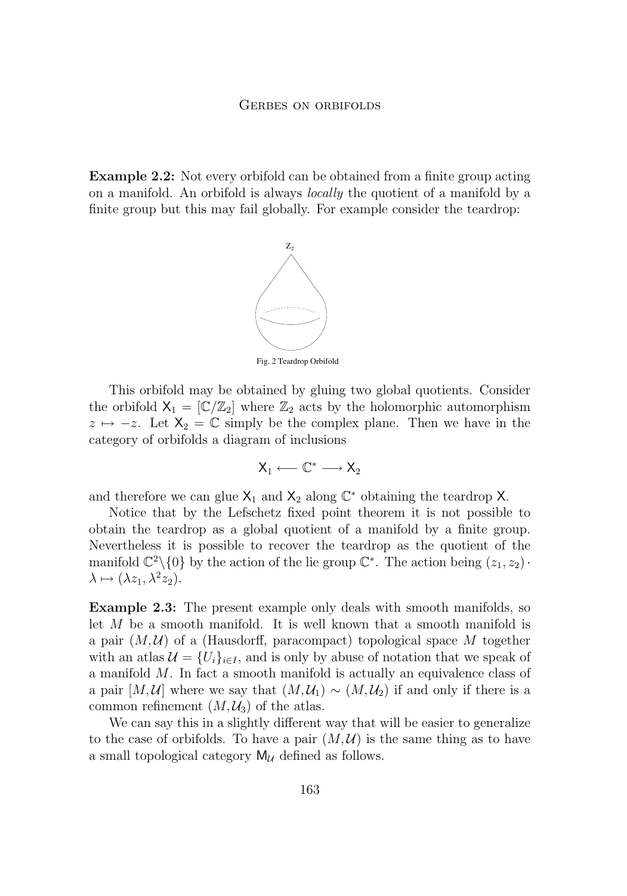**Example 2.2:** Not every orbifold can be obtained from a finite group acting on a manifold. An orbifold is always *locally* the quotient of a manifold by a finite group but this may fail globally. For example consider the teardrop:

Fig. 2 Teardrop Orbifold

This orbifold may be obtained by gluing two global quotients. Consider the orbifold $\mathsf{X}_1 = [\mathbb{C}/\mathbb{Z}_2]$ where $\mathbb{Z}_2$ acts by the holomorphic automorphism $z \mapsto -z$. Let $\mathsf{X}_2 = \mathbb{C}$ simply be the complex plane. Then we have in the category of orbifolds a diagram of inclusions

$$\mathsf{X}_1 \longleftarrow \mathbb{C}^* \longrightarrow \mathsf{X}_2$$

and therefore we can glue $\mathsf{X}_1$ and $\mathsf{X}_2$ along $\mathbb{C}^*$ obtaining the teardrop $\mathsf{X}$.

Notice that by the Lefschetz fixed point theorem it is not possible to obtain the teardrop as a global quotient of a manifold by a finite group. Nevertheless it is possible to recover the teardrop as the quotient of the manifold $\mathbb{C}^2\backslash\{0\}$ by the action of the lie group $\mathbb{C}^*$. The action being $(z_1, z_2) \cdot \lambda \mapsto (\lambda z_1, \lambda^2 z_2)$.

**Example 2.3:** The present example only deals with smooth manifolds, so let $M$ be a smooth manifold. It is well known that a smooth manifold is a pair $(M, \mathcal{U})$ of a (Hausdorff, paracompact) topological space $M$ together with an atlas $\mathcal{U} = \{U_i\}_{i \in I}$, and is only by abuse of notation that we speak of a manifold $M$. In fact a smooth manifold is actually an equivalence class of a pair $[M, \mathcal{U}]$ where we say that $(M, \mathcal{U}_1) \sim (M, \mathcal{U}_2)$ if and only if there is a common refinement $(M, \mathcal{U}_3)$ of the atlas.

We can say this in a slightly different way that will be easier to generalize to the case of orbifolds. To have a pair $(M, \mathcal{U})$ is the same thing as to have a small topological category $\mathsf{M}_{\mathcal{U}}$ defined as follows.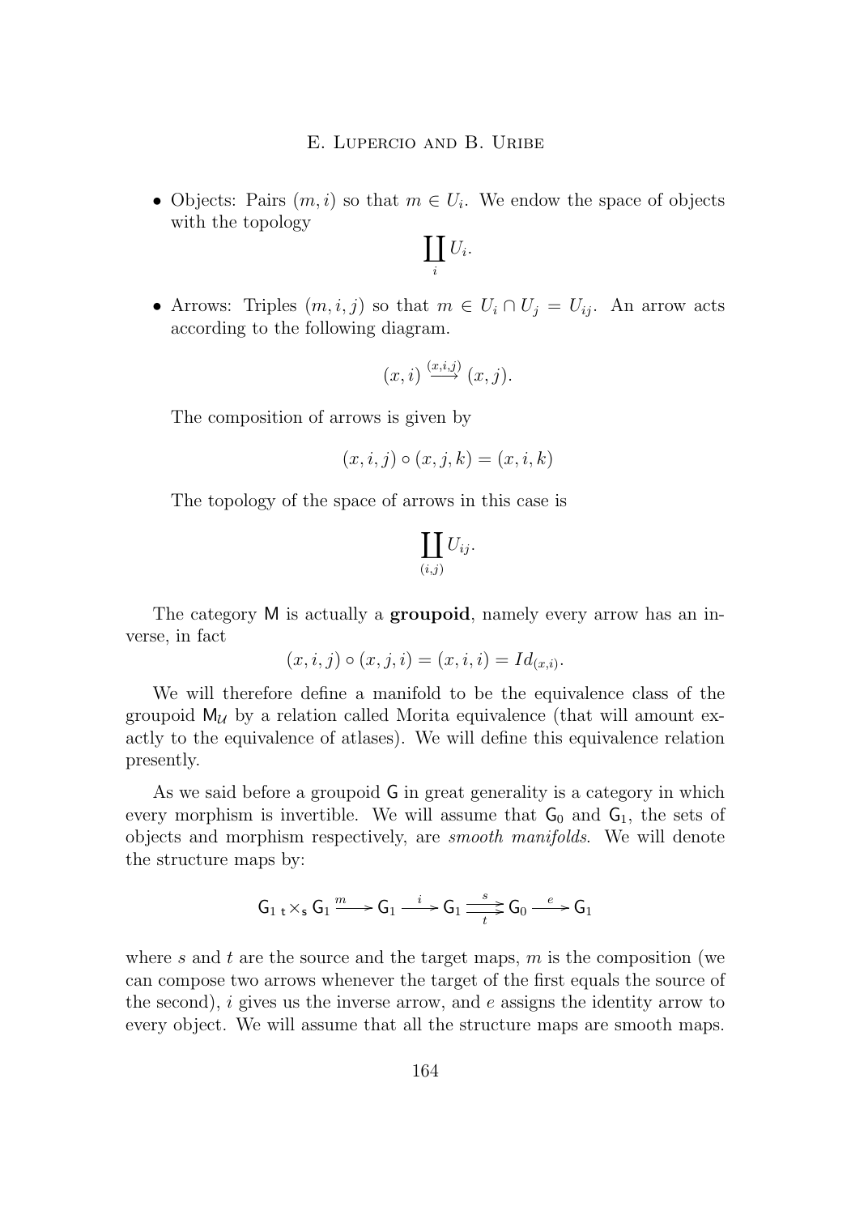- Objects: Pairs $(m, i)$ so that $m \in U_i$. We endow the space of objects with the topology

$$\coprod_i U_i.$$

- Arrows: Triples $(m, i, j)$ so that $m \in U_i \cap U_j = U_{ij}$. An arrow acts according to the following diagram.

$$(x, i) \xrightarrow{(x,i,j)} (x, j).$$

  The composition of arrows is given by

$$(x, i, j) \circ (x, j, k) = (x, i, k)$$

  The topology of the space of arrows in this case is

$$\coprod_{(i,j)} U_{ij}.$$

The category $\mathsf{M}$ is actually a **groupoid**, namely every arrow has an inverse, in fact

$$(x, i, j) \circ (x, j, i) = (x, i, i) = Id_{(x,i)}.$$

We will therefore define a manifold to be the equivalence class of the groupoid $\mathsf{M}_{\mathcal{U}}$ by a relation called Morita equivalence (that will amount exactly to the equivalence of atlases). We will define this equivalence relation presently.

As we said before a groupoid $\mathsf{G}$ in great generality is a category in which every morphism is invertible. We will assume that $\mathsf{G}_0$ and $\mathsf{G}_1$, the sets of objects and morphism respectively, are *smooth manifolds*. We will denote the structure maps by:

$$\mathsf{G}_1 \, {}_{\mathsf{t}}\!\times_{\mathsf{s}} \mathsf{G}_1 \xrightarrow{m} \mathsf{G}_1 \xrightarrow{i} \mathsf{G}_1 \underset{t}{\overset{s}{\rightrightarrows}} \mathsf{G}_0 \xrightarrow{e} \mathsf{G}_1$$

where $s$ and $t$ are the source and the target maps, $m$ is the composition (we can compose two arrows whenever the target of the first equals the source of the second), $i$ gives us the inverse arrow, and $e$ assigns the identity arrow to every object. We will assume that all the structure maps are smooth maps.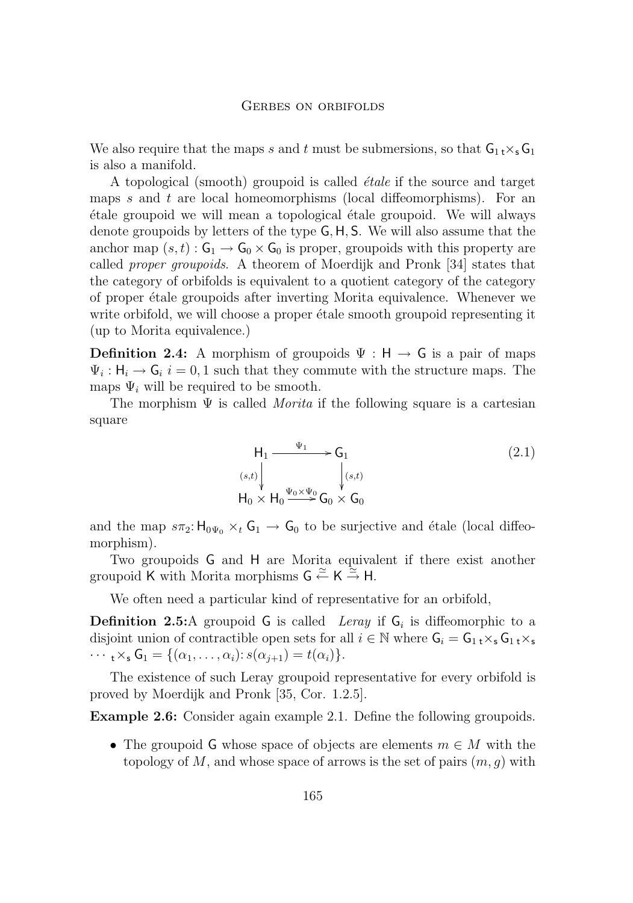We also require that the maps $s$ and $t$ must be submersions, so that $\mathsf{G}_1 {}_t\times_s \mathsf{G}_1$ is also a manifold.

A topological (smooth) groupoid is called *étale* if the source and target maps $s$ and $t$ are local homeomorphisms (local diffeomorphisms). For an étale groupoid we will mean a topological étale groupoid. We will always denote groupoids by letters of the type $\mathsf{G}, \mathsf{H}, \mathsf{S}$. We will also assume that the anchor map $(s,t) : \mathsf{G}_1 \to \mathsf{G}_0 \times \mathsf{G}_0$ is proper, groupoids with this property are called *proper groupoids*. A theorem of Moerdijk and Pronk [34] states that the category of orbifolds is equivalent to a quotient category of the category of proper étale groupoids after inverting Morita equivalence. Whenever we write orbifold, we will choose a proper étale smooth groupoid representing it (up to Morita equivalence.)

**Definition 2.4:** A morphism of groupoids $\Psi : \mathsf{H} \to \mathsf{G}$ is a pair of maps $\Psi_i : \mathsf{H}_i \to \mathsf{G}_i$ $i = 0, 1$ such that they commute with the structure maps. The maps $\Psi_i$ will be required to be smooth.

The morphism $\Psi$ is called *Morita* if the following square is a cartesian square

$$\begin{array}{ccc} \mathsf{H}_1 & \xrightarrow{\Psi_1} & \mathsf{G}_1 \\ {\scriptstyle (s,t)}\downarrow & & \downarrow{\scriptstyle (s,t)} \\ \mathsf{H}_0 \times \mathsf{H}_0 & \xrightarrow{\Psi_0 \times \Psi_0} & \mathsf{G}_0 \times \mathsf{G}_0 \end{array} \tag{2.1}$$

and the map $s\pi_2 \colon \mathsf{H}_0 {}_{\Psi_0}\times_t \mathsf{G}_1 \to \mathsf{G}_0$ to be surjective and étale (local diffeomorphism).

Two groupoids $\mathsf{G}$ and $\mathsf{H}$ are Morita equivalent if there exist another groupoid $\mathsf{K}$ with Morita morphisms $\mathsf{G} \overset{\simeq}{\leftarrow} \mathsf{K} \overset{\simeq}{\to} \mathsf{H}$.

We often need a particular kind of representative for an orbifold,

**Definition 2.5:** A groupoid $\mathsf{G}$ is called *Leray* if $\mathsf{G}_i$ is diffeomorphic to a disjoint union of contractible open sets for all $i \in \mathbb{N}$ where $\mathsf{G}_i = \mathsf{G}_1 {}_t\times_s \mathsf{G}_1 {}_t\times_s \cdots {}_t\times_s \mathsf{G}_1 = \{(\alpha_1, \ldots, \alpha_i) \colon s(\alpha_{j+1}) = t(\alpha_i)\}$.

The existence of such Leray groupoid representative for every orbifold is proved by Moerdijk and Pronk [35, Cor. 1.2.5].

**Example 2.6:** Consider again example 2.1. Define the following groupoids.

- The groupoid $\mathsf{G}$ whose space of objects are elements $m \in M$ with the topology of $M$, and whose space of arrows is the set of pairs $(m, g)$ with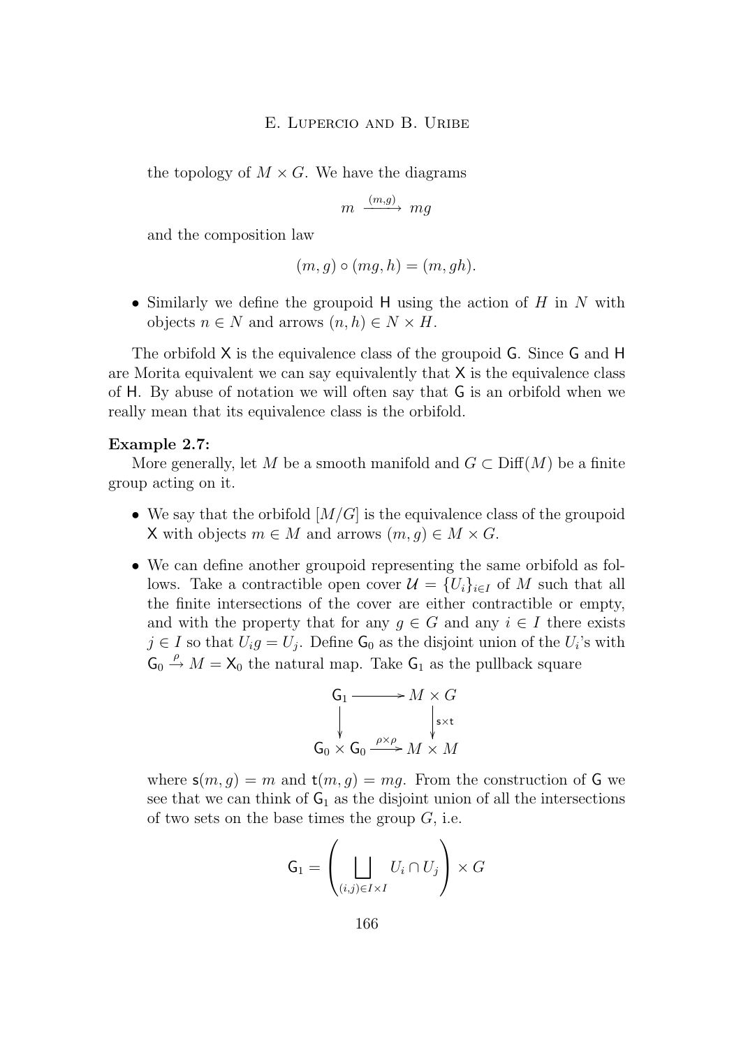the topology of $M \times G$. We have the diagrams

$$m \xrightarrow{(m,g)} mg$$

and the composition law

$$(m, g) \circ (mg, h) = (m, gh).$$

- Similarly we define the groupoid $\mathsf{H}$ using the action of $H$ in $N$ with objects $n \in N$ and arrows $(n, h) \in N \times H$.

The orbifold $\mathsf{X}$ is the equivalence class of the groupoid $\mathsf{G}$. Since $\mathsf{G}$ and $\mathsf{H}$ are Morita equivalent we can say equivalently that $\mathsf{X}$ is the equivalence class of $\mathsf{H}$. By abuse of notation we will often say that $\mathsf{G}$ is an orbifold when we really mean that its equivalence class is the orbifold.

**Example 2.7:**
More generally, let $M$ be a smooth manifold and $G \subset \mathrm{Diff}(M)$ be a finite group acting on it.

- We say that the orbifold $[M/G]$ is the equivalence class of the groupoid $\mathsf{X}$ with objects $m \in M$ and arrows $(m, g) \in M \times G$.
- We can define another groupoid representing the same orbifold as follows. Take a contractible open cover $\mathcal{U} = \{U_i\}_{i \in I}$ of $M$ such that all the finite intersections of the cover are either contractible or empty, and with the property that for any $g \in G$ and any $i \in I$ there exists $j \in I$ so that $U_i g = U_j$. Define $\mathsf{G}_0$ as the disjoint union of the $U_i$'s with $\mathsf{G}_0 \xrightarrow{\rho} M = \mathsf{X}_0$ the natural map. Take $\mathsf{G}_1$ as the pullback square

$$\begin{array}{ccc} \mathsf{G}_1 & \longrightarrow & M \times G \\ \big\downarrow & & \big\downarrow {\scriptstyle \mathsf{s} \times \mathsf{t}} \\ \mathsf{G}_0 \times \mathsf{G}_0 & \xrightarrow{\rho \times \rho} & M \times M \end{array}$$

where $\mathsf{s}(m, g) = m$ and $\mathsf{t}(m, g) = mg$. From the construction of $\mathsf{G}$ we see that we can think of $\mathsf{G}_1$ as the disjoint union of all the intersections of two sets on the base times the group $G$, i.e.

$$\mathsf{G}_1 = \left( \bigsqcup_{(i,j) \in I \times I} U_i \cap U_j \right) \times G$$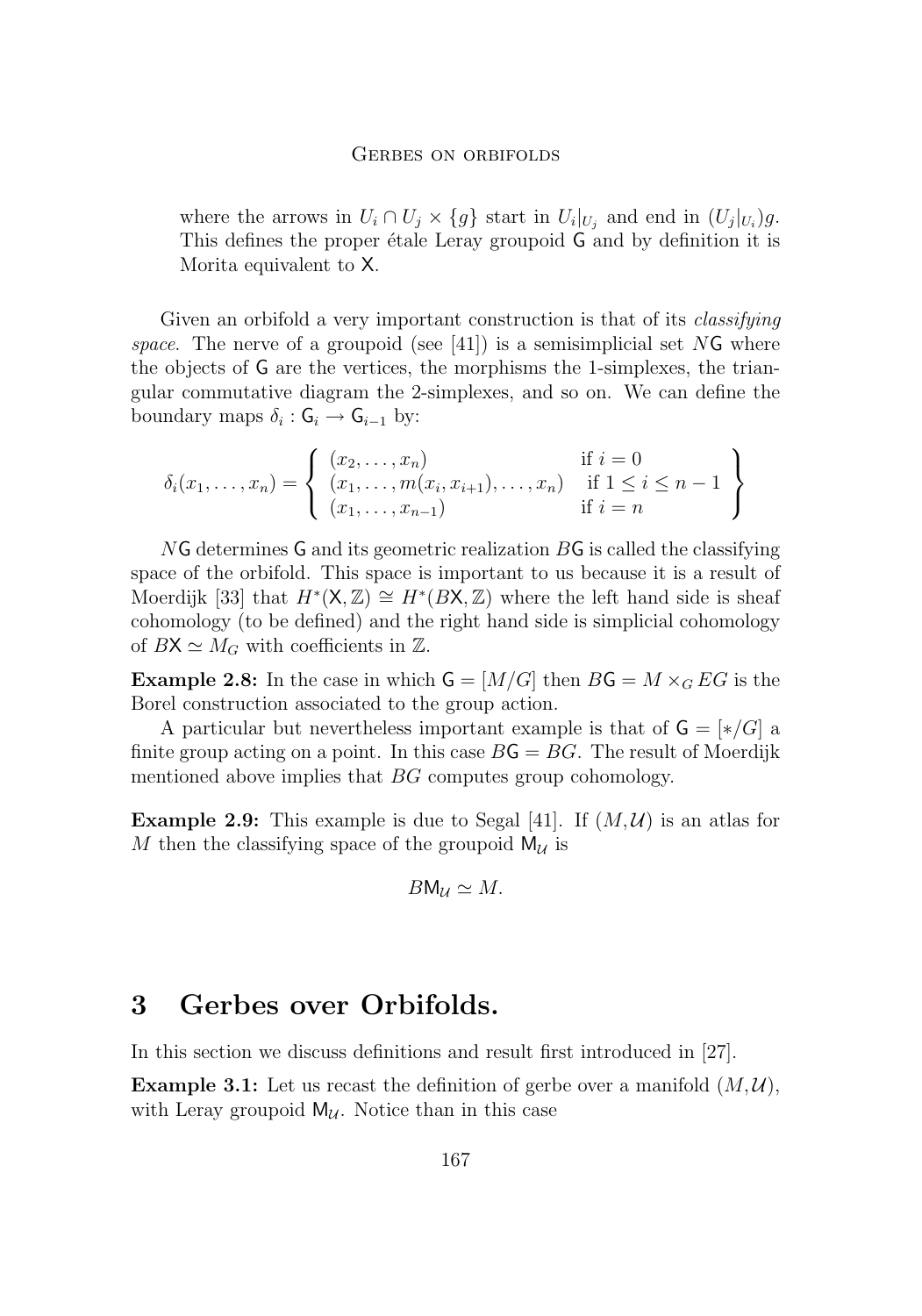where the arrows in $U_i \cap U_j \times \{g\}$ start in $U_i|_{U_j}$ and end in $(U_j|_{U_i})g$. This defines the proper étale Leray groupoid $\mathsf{G}$ and by definition it is Morita equivalent to $\mathsf{X}$.

Given an orbifold a very important construction is that of its *classifying space*. The nerve of a groupoid (see [41]) is a semisimplicial set $N\mathsf{G}$ where the objects of $\mathsf{G}$ are the vertices, the morphisms the 1-simplexes, the triangular commutative diagram the 2-simplexes, and so on. We can define the boundary maps $\delta_i : \mathsf{G}_i \to \mathsf{G}_{i-1}$ by:

$$\delta_i(x_1, \ldots, x_n) = \left\{ \begin{array}{ll} (x_2, \ldots, x_n) & \text{if } i = 0 \\ (x_1, \ldots, m(x_i, x_{i+1}), \ldots, x_n) & \text{if } 1 \leq i \leq n-1 \\ (x_1, \ldots, x_{n-1}) & \text{if } i = n \end{array} \right\}$$

$N\mathsf{G}$ determines $\mathsf{G}$ and its geometric realization $B\mathsf{G}$ is called the classifying space of the orbifold. This space is important to us because it is a result of Moerdijk [33] that $H^*(\mathsf{X}, \mathbb{Z}) \cong H^*(B\mathsf{X}, \mathbb{Z})$ where the left hand side is sheaf cohomology (to be defined) and the right hand side is simplicial cohomology of $B\mathsf{X} \simeq M_G$ with coefficients in $\mathbb{Z}$.

**Example 2.8:** In the case in which $\mathsf{G} = [M/G]$ then $B\mathsf{G} = M \times_G EG$ is the Borel construction associated to the group action.

A particular but nevertheless important example is that of $\mathsf{G} = [*/G]$ a finite group acting on a point. In this case $B\mathsf{G} = BG$. The result of Moerdijk mentioned above implies that $BG$ computes group cohomology.

**Example 2.9:** This example is due to Segal [41]. If $(M, \mathcal{U})$ is an atlas for $M$ then the classifying space of the groupoid $\mathsf{M}_{\mathcal{U}}$ is

$$B\mathsf{M}_{\mathcal{U}} \simeq M.$$

## 3 Gerbes over Orbifolds.

In this section we discuss definitions and result first introduced in [27].

**Example 3.1:** Let us recast the definition of gerbe over a manifold $(M, \mathcal{U})$, with Leray groupoid $\mathsf{M}_{\mathcal{U}}$. Notice than in this case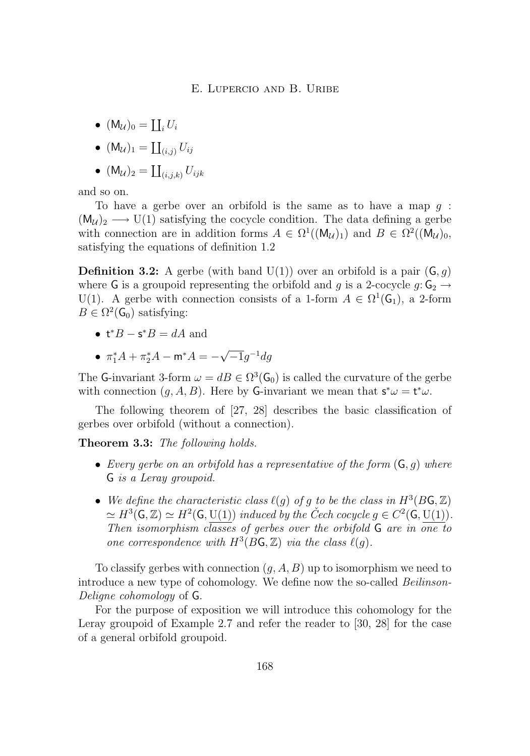- $(\mathsf{M}_\mathcal{U})_0 = \coprod_i U_i$
- $(\mathsf{M}_\mathcal{U})_1 = \coprod_{(i,j)} U_{ij}$
- $(\mathsf{M}_\mathcal{U})_2 = \coprod_{(i,j,k)} U_{ijk}$

and so on.

To have a gerbe over an orbifold is the same as to have a map $g : (\mathsf{M}_\mathcal{U})_2 \longrightarrow \mathrm{U}(1)$ satisfying the cocycle condition. The data defining a gerbe with connection are in addition forms $A \in \Omega^1((\mathsf{M}_\mathcal{U})_1)$ and $B \in \Omega^2((\mathsf{M}_\mathcal{U})_0$, satisfying the equations of definition 1.2

**Definition 3.2:** A gerbe (with band U(1)) over an orbifold is a pair $(\mathsf{G}, g)$ where $\mathsf{G}$ is a groupoid representing the orbifold and $g$ is a 2-cocycle $g\colon \mathsf{G}_2 \to \mathrm{U}(1)$. A gerbe with connection consists of a 1-form $A \in \Omega^1(\mathsf{G}_1)$, a 2-form $B \in \Omega^2(\mathsf{G}_0)$ satisfying:

- $\mathsf{t}^*B - \mathsf{s}^*B = dA$ and
- $\pi_1^*A + \pi_2^*A - \mathsf{m}^*A = -\sqrt{-1}g^{-1}dg$

The $\mathsf{G}$-invariant 3-form $\omega = dB \in \Omega^3(\mathsf{G}_0)$ is called the curvature of the gerbe with connection $(g, A, B)$. Here by $\mathsf{G}$-invariant we mean that $\mathsf{s}^*\omega = \mathsf{t}^*\omega$.

The following theorem of [27, 28] describes the basic classification of gerbes over orbifold (without a connection).

**Theorem 3.3:** *The following holds.*

- *Every gerbe on an orbifold has a representative of the form $(\mathsf{G}, g)$ where $\mathsf{G}$ is a Leray groupoid.*
- *We define the characteristic class $\ell(g)$ of $g$ to be the class in $H^3(B\mathsf{G}, \mathbb{Z}) \simeq H^3(\mathsf{G}, \mathbb{Z}) \simeq H^2(\mathsf{G}, \underline{\mathrm{U}(1)})$ induced by the Čech cocycle $g \in C^2(\mathsf{G}, \underline{\mathrm{U}(1)})$. Then isomorphism classes of gerbes over the orbifold $\mathsf{G}$ are in one to one correspondence with $H^3(B\mathsf{G}, \mathbb{Z})$ via the class $\ell(g)$.*

To classify gerbes with connection $(g, A, B)$ up to isomorphism we need to introduce a new type of cohomology. We define now the so-called *Beilinson-Deligne cohomology* of $\mathsf{G}$.

For the purpose of exposition we will introduce this cohomology for the Leray groupoid of Example 2.7 and refer the reader to [30, 28] for the case of a general orbifold groupoid.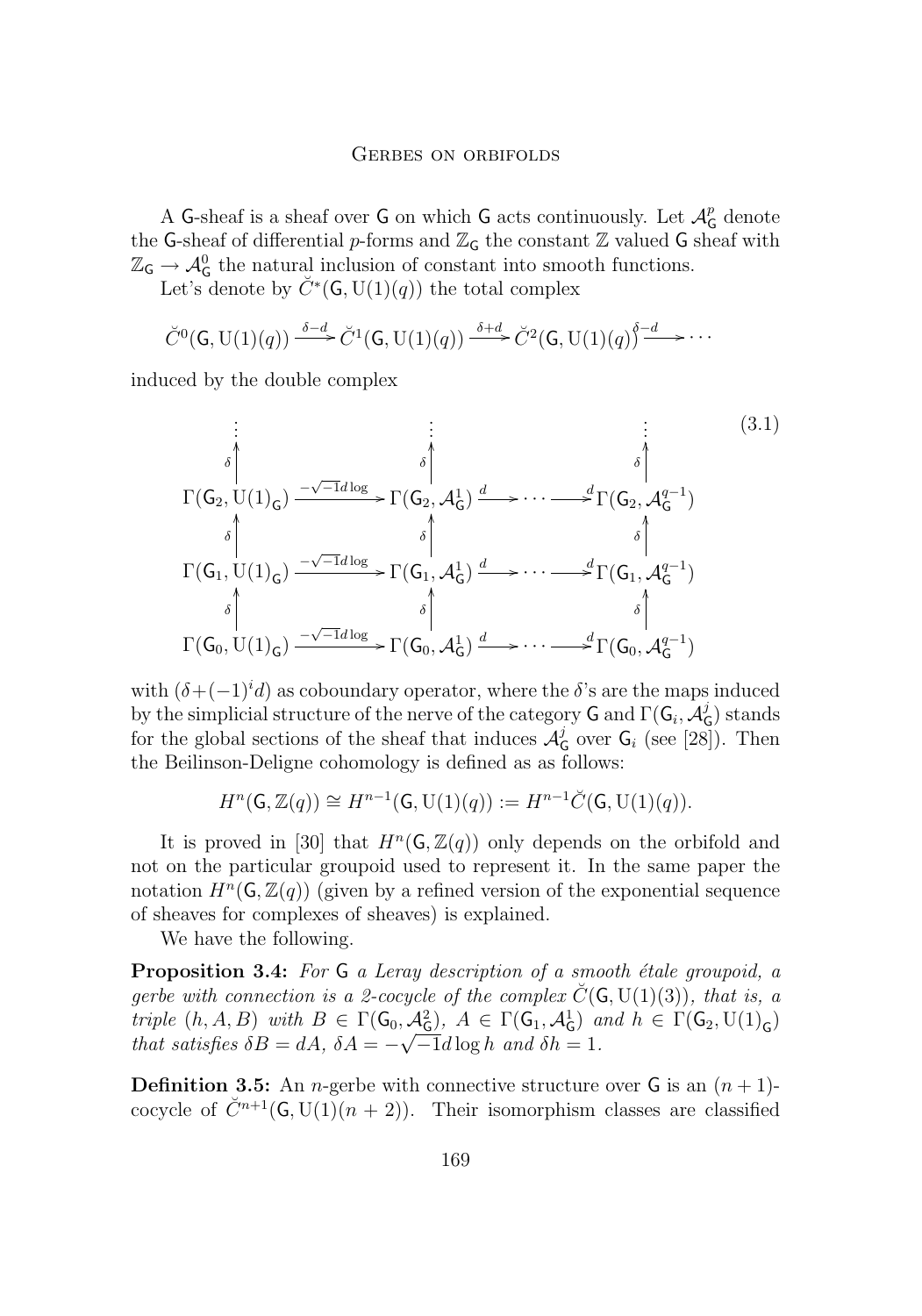A $\mathsf{G}$-sheaf is a sheaf over $\mathsf{G}$ on which $\mathsf{G}$ acts continuously. Let $\mathcal{A}^p_{\mathsf{G}}$ denote the $\mathsf{G}$-sheaf of differential $p$-forms and $\mathbb{Z}_{\mathsf{G}}$ the constant $\mathbb{Z}$ valued $\mathsf{G}$ sheaf with $\mathbb{Z}_{\mathsf{G}} \to \mathcal{A}^0_{\mathsf{G}}$ the natural inclusion of constant into smooth functions.

Let's denote by $\check{C}^*(\mathsf{G}, \mathrm{U}(1)(q))$ the total complex

$$\check{C}^0(\mathsf{G}, \mathrm{U}(1)(q)) \xrightarrow{\delta - d} \check{C}^1(\mathsf{G}, \mathrm{U}(1)(q)) \xrightarrow{\delta + d} \check{C}^2(\mathsf{G}, \mathrm{U}(1)(q)) \xrightarrow{\delta - d} \cdots$$

induced by the double complex

$$\begin{array}{ccccccc}
\vdots & & \vdots & & & & \vdots \\
\uparrow{\scriptstyle\delta} & & \uparrow{\scriptstyle\delta} & & & & \uparrow{\scriptstyle\delta} \\
\Gamma(\mathsf{G}_2, \mathrm{U}(1)_{\mathsf{G}}) & \xrightarrow{-\sqrt{-1}d\log} & \Gamma(\mathsf{G}_2, \mathcal{A}^1_{\mathsf{G}}) & \xrightarrow{d} & \cdots & \xrightarrow{d} & \Gamma(\mathsf{G}_2, \mathcal{A}^{q-1}_{\mathsf{G}}) \\
\uparrow{\scriptstyle\delta} & & \uparrow{\scriptstyle\delta} & & & & \uparrow{\scriptstyle\delta} \\
\Gamma(\mathsf{G}_1, \mathrm{U}(1)_{\mathsf{G}}) & \xrightarrow{-\sqrt{-1}d\log} & \Gamma(\mathsf{G}_1, \mathcal{A}^1_{\mathsf{G}}) & \xrightarrow{d} & \cdots & \xrightarrow{d} & \Gamma(\mathsf{G}_1, \mathcal{A}^{q-1}_{\mathsf{G}}) \\
\uparrow{\scriptstyle\delta} & & \uparrow{\scriptstyle\delta} & & & & \uparrow{\scriptstyle\delta} \\
\Gamma(\mathsf{G}_0, \mathrm{U}(1)_{\mathsf{G}}) & \xrightarrow{-\sqrt{-1}d\log} & \Gamma(\mathsf{G}_0, \mathcal{A}^1_{\mathsf{G}}) & \xrightarrow{d} & \cdots & \xrightarrow{d} & \Gamma(\mathsf{G}_0, \mathcal{A}^{q-1}_{\mathsf{G}})
\end{array} \tag{3.1}$$

with $(\delta + (-1)^i d)$ as coboundary operator, where the $\delta$'s are the maps induced by the simplicial structure of the nerve of the category $\mathsf{G}$ and $\Gamma(\mathsf{G}_i, \mathcal{A}^j_{\mathsf{G}})$ stands for the global sections of the sheaf that induces $\mathcal{A}^j_{\mathsf{G}}$ over $\mathsf{G}_i$ (see [28]). Then the Beilinson-Deligne cohomology is defined as as follows:

$$H^n(\mathsf{G}, \mathbb{Z}(q)) \cong H^{n-1}(\mathsf{G}, \mathrm{U}(1)(q)) := H^{n-1}\check{C}(\mathsf{G}, \mathrm{U}(1)(q)).$$

It is proved in [30] that $H^n(\mathsf{G}, \mathbb{Z}(q))$ only depends on the orbifold and not on the particular groupoid used to represent it. In the same paper the notation $H^n(\mathsf{G}, \mathbb{Z}(q))$ (given by a refined version of the exponential sequence of sheaves for complexes of sheaves) is explained.

We have the following.

**Proposition 3.4:** *For $\mathsf{G}$ a Leray description of a smooth étale groupoid, a gerbe with connection is a 2-cocycle of the complex $\check{C}(\mathsf{G}, \mathrm{U}(1)(3))$, that is, a triple $(h, A, B)$ with $B \in \Gamma(\mathsf{G}_0, \mathcal{A}^2_{\mathsf{G}})$, $A \in \Gamma(\mathsf{G}_1, \mathcal{A}^1_{\mathsf{G}})$ and $h \in \Gamma(\mathsf{G}_2, \mathrm{U}(1)_{\mathsf{G}})$ that satisfies $\delta B = dA$, $\delta A = -\sqrt{-1} d \log h$ and $\delta h = 1$.*

**Definition 3.5:** An $n$-gerbe with connective structure over $\mathsf{G}$ is an $(n+1)$-cocycle of $\check{C}^{n+1}(\mathsf{G}, \mathrm{U}(1)(n+2))$. Their isomorphism classes are classified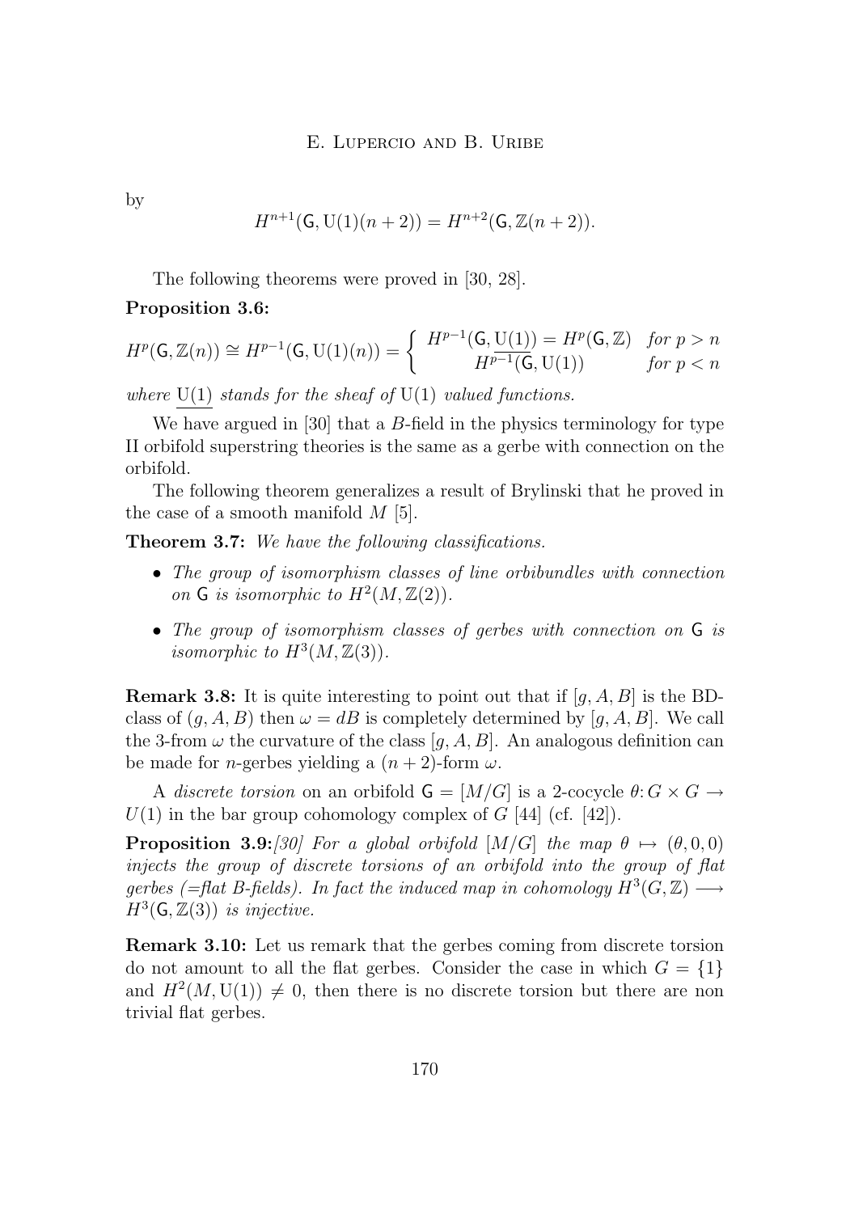by

$$H^{n+1}(\mathsf{G}, \mathrm{U}(1)(n+2)) = H^{n+2}(\mathsf{G}, \mathbb{Z}(n+2)).$$

The following theorems were proved in [30, 28].

**Proposition 3.6:**

$$H^p(\mathsf{G}, \mathbb{Z}(n)) \cong H^{p-1}(\mathsf{G}, \mathrm{U}(1)(n)) = \begin{cases} H^{p-1}(\mathsf{G}, \underline{\mathrm{U}(1)}) = H^p(\mathsf{G}, \mathbb{Z}) & \text{for } p > n \\ H^{p-1}(\mathsf{G}, \mathrm{U}(1)) & \text{for } p < n \end{cases}$$

*where* $\underline{\mathrm{U}(1)}$ *stands for the sheaf of* $\mathrm{U}(1)$ *valued functions.*

We have argued in [30] that a $B$-field in the physics terminology for type II orbifold superstring theories is the same as a gerbe with connection on the orbifold.

The following theorem generalizes a result of Brylinski that he proved in the case of a smooth manifold $M$ [5].

**Theorem 3.7:** *We have the following classifications.*

- *The group of isomorphism classes of line orbibundles with connection on* $\mathsf{G}$ *is isomorphic to* $H^2(M, \mathbb{Z}(2))$.
- *The group of isomorphism classes of gerbes with connection on* $\mathsf{G}$ *is isomorphic to* $H^3(M, \mathbb{Z}(3))$.

**Remark 3.8:** It is quite interesting to point out that if $[g, A, B]$ is the BD-class of $(g, A, B)$ then $\omega = dB$ is completely determined by $[g, A, B]$. We call the 3-from $\omega$ the curvature of the class $[g, A, B]$. An analogous definition can be made for $n$-gerbes yielding a $(n+2)$-form $\omega$.

A *discrete torsion* on an orbifold $\mathsf{G} = [M/G]$ is a 2-cocycle $\theta\colon G \times G \to U(1)$ in the bar group cohomology complex of $G$ [44] (cf. [42]).

**Proposition 3.9:***[30] For a global orbifold* $[M/G]$ *the map* $\theta \mapsto (\theta, 0, 0)$ *injects the group of discrete torsions of an orbifold into the group of flat gerbes (=flat B-fields). In fact the induced map in cohomology* $H^3(G, \mathbb{Z}) \longrightarrow H^3(\mathsf{G}, \mathbb{Z}(3))$ *is injective.*

**Remark 3.10:** Let us remark that the gerbes coming from discrete torsion do not amount to all the flat gerbes. Consider the case in which $G = \{1\}$ and $H^2(M, \mathrm{U}(1)) \neq 0$, then there is no discrete torsion but there are non trivial flat gerbes.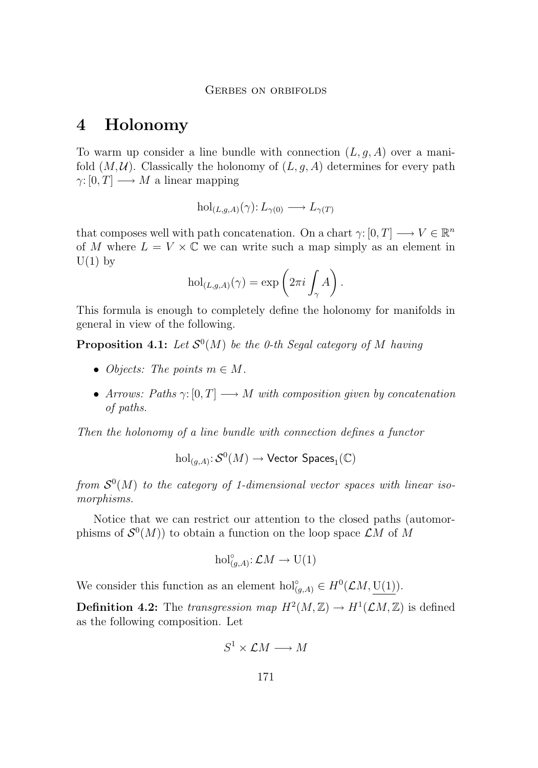# 4 Holonomy

To warm up consider a line bundle with connection $(L, g, A)$ over a manifold $(M, \mathcal{U})$. Classically the holonomy of $(L, g, A)$ determines for every path $\gamma: [0, T] \longrightarrow M$ a linear mapping

$$\mathrm{hol}_{(L,g,A)}(\gamma): L_{\gamma(0)} \longrightarrow L_{\gamma(T)}$$

that composes well with path concatenation. On a chart $\gamma: [0, T] \longrightarrow V \in \mathbb{R}^n$ of $M$ where $L = V \times \mathbb{C}$ we can write such a map simply as an element in $\mathrm{U}(1)$ by

$$\mathrm{hol}_{(L,g,A)}(\gamma) = \exp\left(2\pi i \int_\gamma A\right).$$

This formula is enough to completely define the holonomy for manifolds in general in view of the following.

**Proposition 4.1:** *Let $\mathcal{S}^0(M)$ be the 0-th Segal category of $M$ having*

- *Objects: The points $m \in M$.*
- *Arrows: Paths $\gamma: [0, T] \longrightarrow M$ with composition given by concatenation of paths.*

*Then the holonomy of a line bundle with connection defines a functor*

$$\mathrm{hol}_{(g,A)}: \mathcal{S}^0(M) \to \mathsf{Vector\ Spaces}_1(\mathbb{C})$$

*from $\mathcal{S}^0(M)$ to the category of 1-dimensional vector spaces with linear isomorphisms.*

Notice that we can restrict our attention to the closed paths (automorphisms of $\mathcal{S}^0(M)$) to obtain a function on the loop space $\mathcal{L}M$ of $M$

$$\mathrm{hol}^\circ_{(g,A)}: \mathcal{L}M \to \mathrm{U}(1)$$

We consider this function as an element $\mathrm{hol}^\circ_{(g,A)} \in H^0(\mathcal{L}M, \underline{\mathrm{U}(1)})$.

**Definition 4.2:** The *transgression map* $H^2(M, \mathbb{Z}) \to H^1(\mathcal{L}M, \mathbb{Z})$ is defined as the following composition. Let

$$S^1 \times \mathcal{L}M \longrightarrow M$$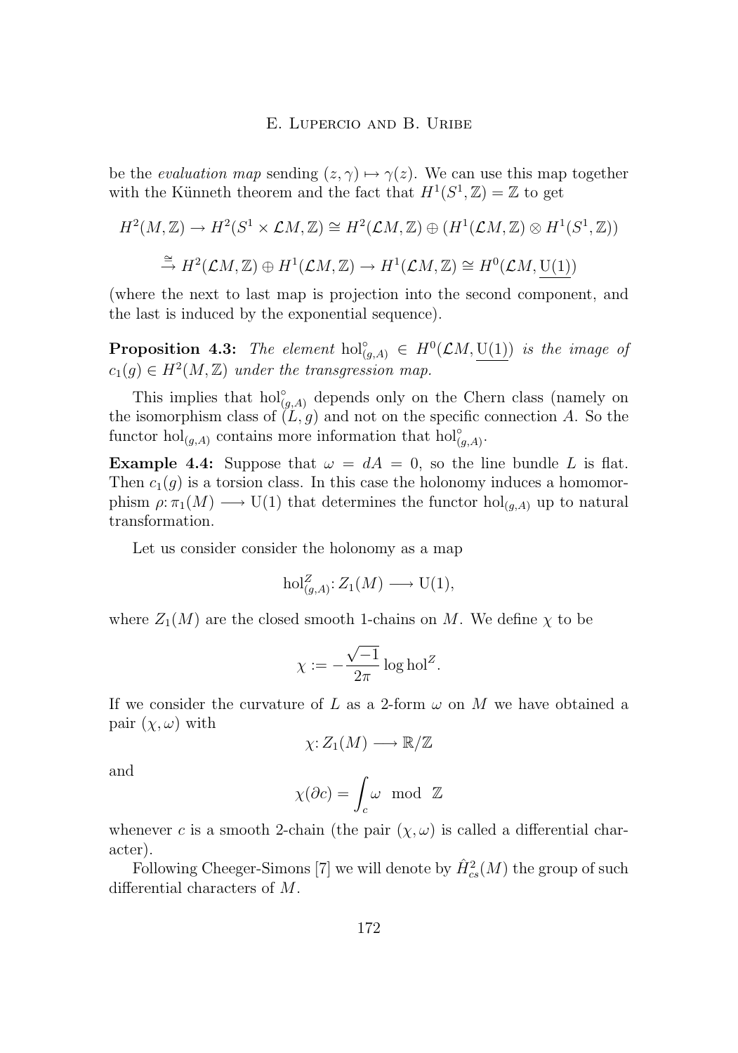be the *evaluation map* sending $(z,\gamma) \mapsto \gamma(z)$. We can use this map together with the Künneth theorem and the fact that $H^1(S^1,\mathbb{Z}) = \mathbb{Z}$ to get

$$H^2(M,\mathbb{Z}) \to H^2(S^1 \times \mathcal{L}M,\mathbb{Z}) \cong H^2(\mathcal{L}M,\mathbb{Z}) \oplus (H^1(\mathcal{L}M,\mathbb{Z}) \otimes H^1(S^1,\mathbb{Z}))$$

$$\xrightarrow{\cong} H^2(\mathcal{L}M,\mathbb{Z}) \oplus H^1(\mathcal{L}M,\mathbb{Z}) \to H^1(\mathcal{L}M,\mathbb{Z}) \cong H^0(\mathcal{L}M,\underline{\mathrm{U}(1)})$$

(where the next to last map is projection into the second component, and the last is induced by the exponential sequence).

**Proposition 4.3:** *The element* $\mathrm{hol}^{\circ}_{(g,A)} \in H^0(\mathcal{L}M,\underline{\mathrm{U}(1)})$ *is the image of* $c_1(g) \in H^2(M,\mathbb{Z})$ *under the transgression map.*

This implies that $\mathrm{hol}^{\circ}_{(g,A)}$ depends only on the Chern class (namely on the isomorphism class of $(L,g)$ and not on the specific connection $A$. So the functor $\mathrm{hol}_{(g,A)}$ contains more information that $\mathrm{hol}^{\circ}_{(g,A)}$.

**Example 4.4:** Suppose that $\omega = dA = 0$, so the line bundle $L$ is flat. Then $c_1(g)$ is a torsion class. In this case the holonomy induces a homomorphism $\rho\colon \pi_1(M) \longrightarrow \mathrm{U}(1)$ that determines the functor $\mathrm{hol}_{(g,A)}$ up to natural transformation.

Let us consider consider the holonomy as a map

$$\mathrm{hol}^{Z}_{(g,A)}\colon Z_1(M) \longrightarrow \mathrm{U}(1),$$

where $Z_1(M)$ are the closed smooth 1-chains on $M$. We define $\chi$ to be

$$\chi := -\frac{\sqrt{-1}}{2\pi}\log \mathrm{hol}^{Z}.$$

If we consider the curvature of $L$ as a 2-form $\omega$ on $M$ we have obtained a pair $(\chi,\omega)$ with

$$\chi\colon Z_1(M) \longrightarrow \mathbb{R}/\mathbb{Z}$$

and

$$\chi(\partial c) = \int_c \omega \mod \mathbb{Z}$$

whenever $c$ is a smooth 2-chain (the pair $(\chi,\omega)$ is called a differential character).

Following Cheeger-Simons [7] we will denote by $\hat{H}^2_{cs}(M)$ the group of such differential characters of $M$.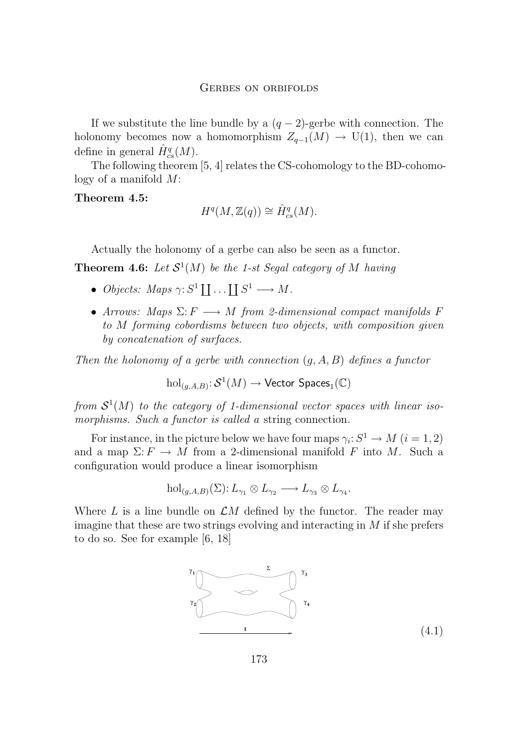If we substitute the line bundle by a $(q-2)$-gerbe with connection. The holonomy becomes now a homomorphism $Z_{q-1}(M) \to \mathrm{U}(1)$, then we can define in general $\hat{H}^q_{cs}(M)$.

The following theorem [5, 4] relates the CS-cohomology to the BD-cohomology of a manifold $M$:

**Theorem 4.5:**

$$H^q(M, \mathbb{Z}(q)) \cong \hat{H}^q_{cs}(M).$$

Actually the holonomy of a gerbe can also be seen as a functor.

**Theorem 4.6:** *Let $\mathcal{S}^1(M)$ be the 1-st Segal category of $M$ having*

- *Objects: Maps $\gamma\colon S^1 \coprod \ldots \coprod S^1 \longrightarrow M$.*
- *Arrows: Maps $\Sigma\colon F \longrightarrow M$ from 2-dimensional compact manifolds $F$ to $M$ forming cobordisms between two objects, with composition given by concatenation of surfaces.*

*Then the holonomy of a gerbe with connection $(g, A, B)$ defines a functor*

$$\mathrm{hol}_{(g,A,B)}\colon \mathcal{S}^1(M) \to \mathsf{Vector\ Spaces}_1(\mathbb{C})$$

*from $\mathcal{S}^1(M)$ to the category of 1-dimensional vector spaces with linear isomorphisms. Such a functor is called a* string connection*.*

For instance, in the picture below we have four maps $\gamma_i\colon S^1 \to M$ $(i = 1, 2)$ and a map $\Sigma\colon F \to M$ from a 2-dimensional manifold $F$ into $M$. Such a configuration would produce a linear isomorphism

$$\mathrm{hol}_{(g,A,B)}(\Sigma)\colon L_{\gamma_1} \otimes L_{\gamma_2} \longrightarrow L_{\gamma_3} \otimes L_{\gamma_4}.$$

Where $L$ is a line bundle on $\mathcal{L}M$ defined by the functor. The reader may imagine that these are two strings evolving and interacting in $M$ if she prefers to do so. See for example [6, 18]

(4.1)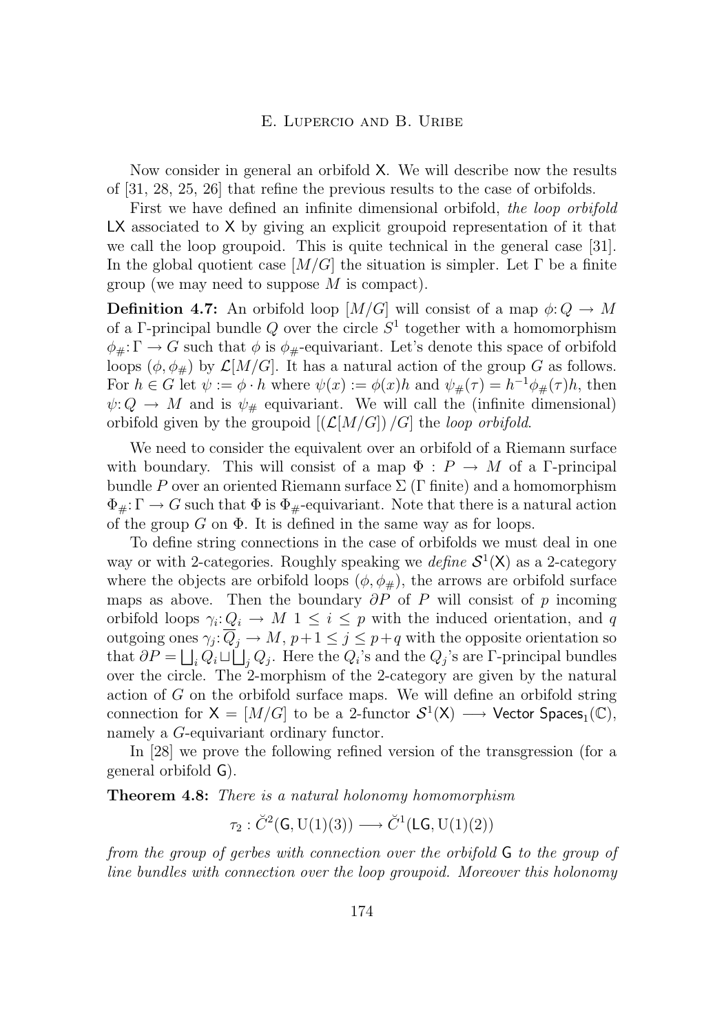Now consider in general an orbifold $\mathsf{X}$. We will describe now the results of [31, 28, 25, 26] that refine the previous results to the case of orbifolds.

First we have defined an infinite dimensional orbifold, *the loop orbifold* $\mathsf{LX}$ associated to $\mathsf{X}$ by giving an explicit groupoid representation of it that we call the loop groupoid. This is quite technical in the general case [31]. In the global quotient case $[M/G]$ the situation is simpler. Let $\Gamma$ be a finite group (we may need to suppose $M$ is compact).

**Definition 4.7:** An orbifold loop $[M/G]$ will consist of a map $\phi\colon Q \to M$ of a $\Gamma$-principal bundle $Q$ over the circle $S^1$ together with a homomorphism $\phi_\#\colon \Gamma \to G$ such that $\phi$ is $\phi_\#$-equivariant. Let's denote this space of orbifold loops $(\phi, \phi_\#)$ by $\mathcal{L}[M/G]$. It has a natural action of the group $G$ as follows. For $h \in G$ let $\psi := \phi \cdot h$ where $\psi(x) := \phi(x)h$ and $\psi_\#(\tau) = h^{-1}\phi_\#(\tau)h$, then $\psi\colon Q \to M$ and is $\psi_\#$ equivariant. We will call the (infinite dimensional) orbifold given by the groupoid $[(\mathcal{L}[M/G])/G]$ the *loop orbifold*.

We need to consider the equivalent over an orbifold of a Riemann surface with boundary. This will consist of a map $\Phi : P \to M$ of a $\Gamma$-principal bundle $P$ over an oriented Riemann surface $\Sigma$ ($\Gamma$ finite) and a homomorphism $\Phi_\#\colon \Gamma \to G$ such that $\Phi$ is $\Phi_\#$-equivariant. Note that there is a natural action of the group $G$ on $\Phi$. It is defined in the same way as for loops.

To define string connections in the case of orbifolds we must deal in one way or with 2-categories. Roughly speaking we *define* $\mathcal{S}^1(\mathsf{X})$ as a 2-category where the objects are orbifold loops $(\phi, \phi_\#)$, the arrows are orbifold surface maps as above. Then the boundary $\partial P$ of $P$ will consist of $p$ incoming orbifold loops $\gamma_i\colon Q_i \to M$ $1 \le i \le p$ with the induced orientation, and $q$ outgoing ones $\gamma_j\colon \overline{Q}_j \to M$, $p+1 \le j \le p+q$ with the opposite orientation so that $\partial P = \bigsqcup_i Q_i \sqcup \bigsqcup_j Q_j$. Here the $Q_i$'s and the $Q_j$'s are $\Gamma$-principal bundles over the circle. The 2-morphism of the 2-category are given by the natural action of $G$ on the orbifold surface maps. We will define an orbifold string connection for $\mathsf{X} = [M/G]$ to be a 2-functor $\mathcal{S}^1(\mathsf{X}) \longrightarrow \mathsf{Vector\ Spaces}_1(\mathbb{C})$, namely a $G$-equivariant ordinary functor.

In [28] we prove the following refined version of the transgression (for a general orbifold $\mathsf{G}$).

**Theorem 4.8:** *There is a natural holonomy homomorphism*

$$\tau_2 : \check{C}^2(\mathsf{G}, \mathrm{U}(1)(3)) \longrightarrow \check{C}^1(\mathsf{LG}, \mathrm{U}(1)(2))$$

*from the group of gerbes with connection over the orbifold* $\mathsf{G}$ *to the group of line bundles with connection over the loop groupoid. Moreover this holonomy*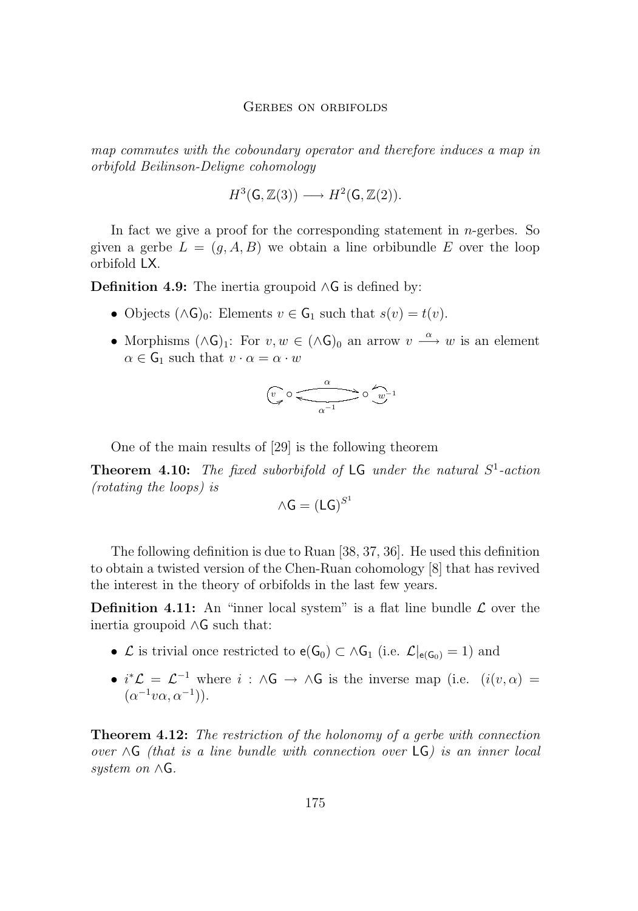*map commutes with the coboundary operator and therefore induces a map in orbifold Beilinson-Deligne cohomology*

$$H^3(\mathsf{G}, \mathbb{Z}(3)) \longrightarrow H^2(\mathsf{G}, \mathbb{Z}(2)).$$

In fact we give a proof for the corresponding statement in $n$-gerbes. So given a gerbe $L = (g, A, B)$ we obtain a line orbibundle $E$ over the loop orbifold $\mathsf{LX}$.

**Definition 4.9:** The inertia groupoid $\wedge\mathsf{G}$ is defined by:

- Objects $(\wedge\mathsf{G})_0$: Elements $v \in \mathsf{G}_1$ such that $s(v) = t(v)$.
- Morphisms $(\wedge\mathsf{G})_1$: For $v, w \in (\wedge\mathsf{G})_0$ an arrow $v \xrightarrow{\alpha} w$ is an element $\alpha \in \mathsf{G}_1$ such that $v \cdot \alpha = \alpha \cdot w$

$$v \circlearrowleft \circ \underset{\alpha^{-1}}{\overset{\alpha}{\rightleftarrows}} \circ \circlearrowright w^{-1}$$

One of the main results of [29] is the following theorem

**Theorem 4.10:** *The fixed suborbifold of* $\mathsf{LG}$ *under the natural* $S^1$*-action (rotating the loops) is*

$$\wedge\mathsf{G} = (\mathsf{LG})^{S^1}$$

The following definition is due to Ruan [38, 37, 36]. He used this definition to obtain a twisted version of the Chen-Ruan cohomology [8] that has revived the interest in the theory of orbifolds in the last few years.

**Definition 4.11:** An "inner local system" is a flat line bundle $\mathcal{L}$ over the inertia groupoid $\wedge\mathsf{G}$ such that:

- $\mathcal{L}$ is trivial once restricted to $\mathsf{e}(\mathsf{G}_0) \subset \wedge\mathsf{G}_1$ (i.e. $\mathcal{L}|_{\mathsf{e}(\mathsf{G}_0)} = 1$) and
- $i^*\mathcal{L} = \mathcal{L}^{-1}$ where $i : \wedge\mathsf{G} \to \wedge\mathsf{G}$ is the inverse map (i.e. $(i(v, \alpha) = (\alpha^{-1} v \alpha, \alpha^{-1}))$.

**Theorem 4.12:** *The restriction of the holonomy of a gerbe with connection over* $\wedge\mathsf{G}$ *(that is a line bundle with connection over* $\mathsf{LG}$*) is an inner local system on* $\wedge\mathsf{G}$.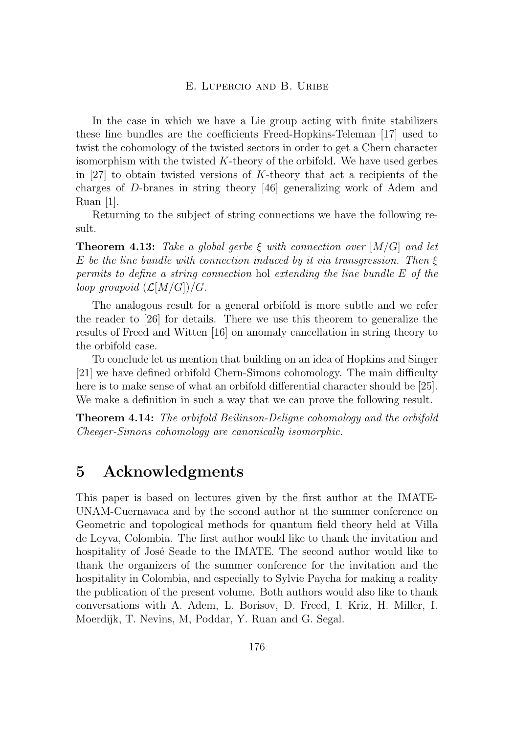In the case in which we have a Lie group acting with finite stabilizers these line bundles are the coefficients Freed-Hopkins-Teleman [17] used to twist the cohomology of the twisted sectors in order to get a Chern character isomorphism with the twisted $K$-theory of the orbifold. We have used gerbes in [27] to obtain twisted versions of $K$-theory that act a recipients of the charges of $D$-branes in string theory [46] generalizing work of Adem and Ruan [1].

Returning to the subject of string connections we have the following result.

**Theorem 4.13:** *Take a global gerbe $\xi$ with connection over $[M/G]$ and let $E$ be the line bundle with connection induced by it via transgression. Then $\xi$ permits to define a string connection* hol *extending the line bundle $E$ of the loop groupoid $(\mathcal{L}[M/G])/G$.*

The analogous result for a general orbifold is more subtle and we refer the reader to [26] for details. There we use this theorem to generalize the results of Freed and Witten [16] on anomaly cancellation in string theory to the orbifold case.

To conclude let us mention that building on an idea of Hopkins and Singer [21] we have defined orbifold Chern-Simons cohomology. The main difficulty here is to make sense of what an orbifold differential character should be [25]. We make a definition in such a way that we can prove the following result.

**Theorem 4.14:** *The orbifold Beilinson-Deligne cohomology and the orbifold Cheeger-Simons cohomology are canonically isomorphic.*

# 5 Acknowledgments

This paper is based on lectures given by the first author at the IMATE-UNAM-Cuernavaca and by the second author at the summer conference on Geometric and topological methods for quantum field theory held at Villa de Leyva, Colombia. The first author would like to thank the invitation and hospitality of José Seade to the IMATE. The second author would like to thank the organizers of the summer conference for the invitation and the hospitality in Colombia, and especially to Sylvie Paycha for making a reality the publication of the present volume. Both authors would also like to thank conversations with A. Adem, L. Borisov, D. Freed, I. Kriz, H. Miller, I. Moerdijk, T. Nevins, M, Poddar, Y. Ruan and G. Segal.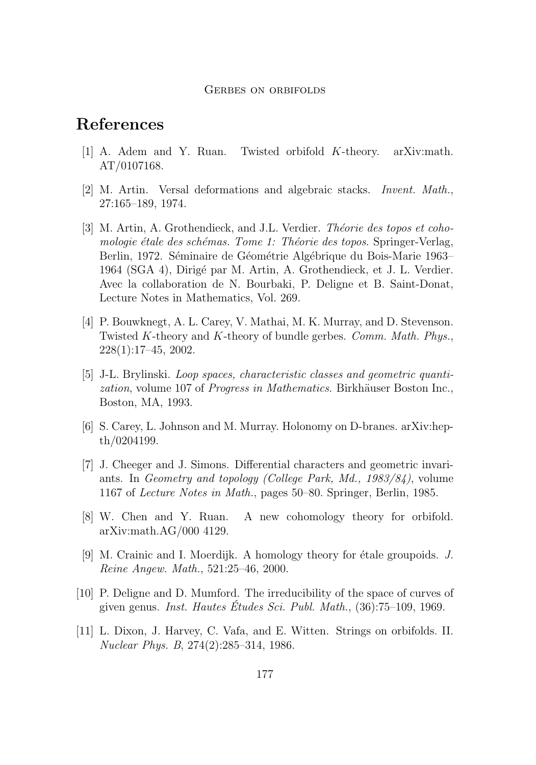# References

[1] A. Adem and Y. Ruan. Twisted orbifold $K$-theory. arXiv:math. AT/0107168.

[2] M. Artin. Versal deformations and algebraic stacks. *Invent. Math.*, 27:165–189, 1974.

[3] M. Artin, A. Grothendieck, and J.L. Verdier. *Théorie des topos et cohomologie étale des schémas. Tome 1: Théorie des topos*. Springer-Verlag, Berlin, 1972. Séminaire de Géométrie Algébrique du Bois-Marie 1963–1964 (SGA 4), Dirigé par M. Artin, A. Grothendieck, et J. L. Verdier. Avec la collaboration de N. Bourbaki, P. Deligne et B. Saint-Donat, Lecture Notes in Mathematics, Vol. 269.

[4] P. Bouwknegt, A. L. Carey, V. Mathai, M. K. Murray, and D. Stevenson. Twisted $K$-theory and $K$-theory of bundle gerbes. *Comm. Math. Phys.*, 228(1):17–45, 2002.

[5] J-L. Brylinski. *Loop spaces, characteristic classes and geometric quantization*, volume 107 of *Progress in Mathematics*. Birkhäuser Boston Inc., Boston, MA, 1993.

[6] S. Carey, L. Johnson and M. Murray. Holonomy on D-branes. arXiv:hep-th/0204199.

[7] J. Cheeger and J. Simons. Differential characters and geometric invariants. In *Geometry and topology (College Park, Md., 1983/84)*, volume 1167 of *Lecture Notes in Math.*, pages 50–80. Springer, Berlin, 1985.

[8] W. Chen and Y. Ruan. A new cohomology theory for orbifold. arXiv:math.AG/000 4129.

[9] M. Crainic and I. Moerdijk. A homology theory for étale groupoids. *J. Reine Angew. Math.*, 521:25–46, 2000.

[10] P. Deligne and D. Mumford. The irreducibility of the space of curves of given genus. *Inst. Hautes Études Sci. Publ. Math.*, (36):75–109, 1969.

[11] L. Dixon, J. Harvey, C. Vafa, and E. Witten. Strings on orbifolds. II. *Nuclear Phys. B*, 274(2):285–314, 1986.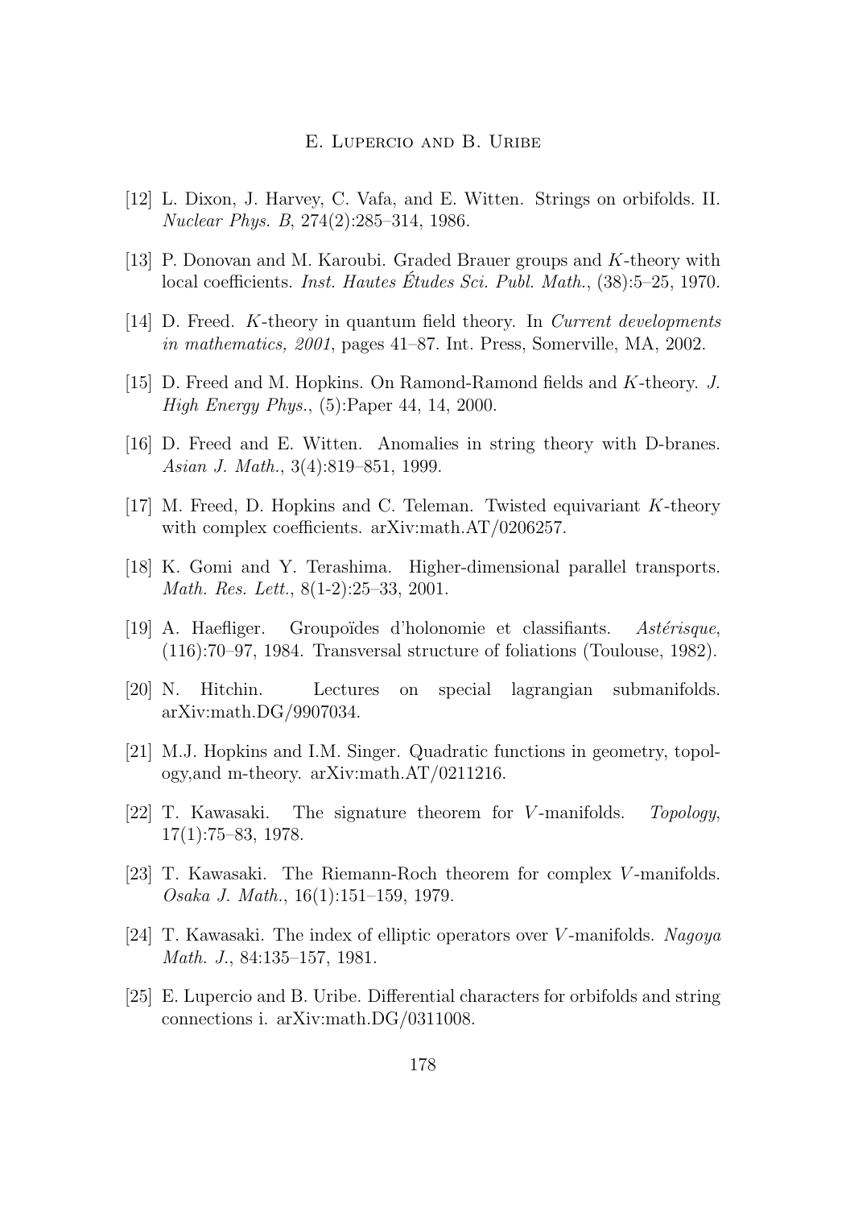[12] L. Dixon, J. Harvey, C. Vafa, and E. Witten. Strings on orbifolds. II. *Nuclear Phys. B*, 274(2):285–314, 1986.

[13] P. Donovan and M. Karoubi. Graded Brauer groups and $K$-theory with local coefficients. *Inst. Hautes Études Sci. Publ. Math.*, (38):5–25, 1970.

[14] D. Freed. $K$-theory in quantum field theory. In *Current developments in mathematics, 2001*, pages 41–87. Int. Press, Somerville, MA, 2002.

[15] D. Freed and M. Hopkins. On Ramond-Ramond fields and $K$-theory. *J. High Energy Phys.*, (5):Paper 44, 14, 2000.

[16] D. Freed and E. Witten. Anomalies in string theory with D-branes. *Asian J. Math.*, 3(4):819–851, 1999.

[17] M. Freed, D. Hopkins and C. Teleman. Twisted equivariant $K$-theory with complex coefficients. arXiv:math.AT/0206257.

[18] K. Gomi and Y. Terashima. Higher-dimensional parallel transports. *Math. Res. Lett.*, 8(1-2):25–33, 2001.

[19] A. Haefliger. Groupoïdes d'holonomie et classifiants. *Astérisque*, (116):70–97, 1984. Transversal structure of foliations (Toulouse, 1982).

[20] N. Hitchin. Lectures on special lagrangian submanifolds. arXiv:math.DG/9907034.

[21] M.J. Hopkins and I.M. Singer. Quadratic functions in geometry, topology,and m-theory. arXiv:math.AT/0211216.

[22] T. Kawasaki. The signature theorem for $V$-manifolds. *Topology*, 17(1):75–83, 1978.

[23] T. Kawasaki. The Riemann-Roch theorem for complex $V$-manifolds. *Osaka J. Math.*, 16(1):151–159, 1979.

[24] T. Kawasaki. The index of elliptic operators over $V$-manifolds. *Nagoya Math. J.*, 84:135–157, 1981.

[25] E. Lupercio and B. Uribe. Differential characters for orbifolds and string connections i. arXiv:math.DG/0311008.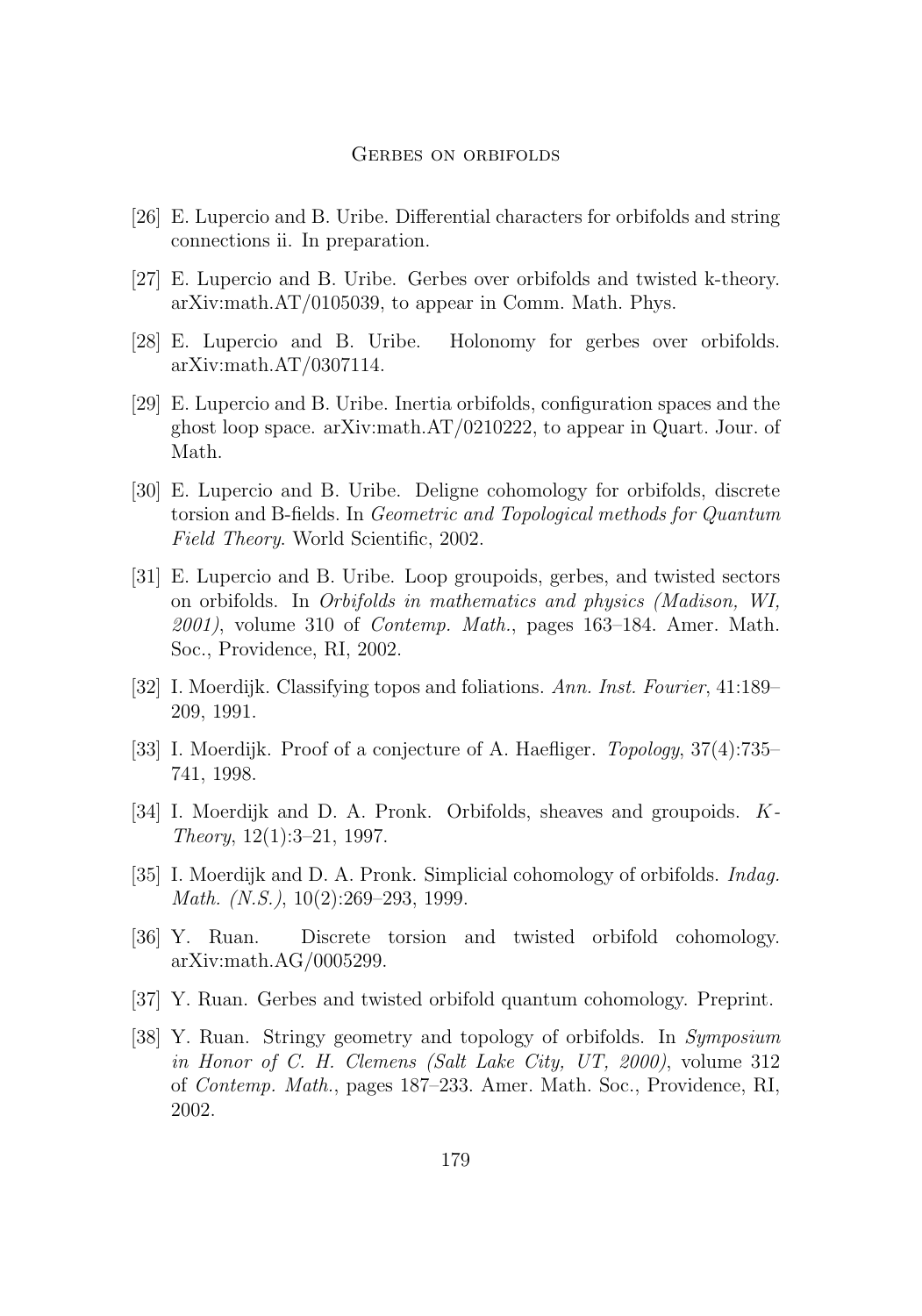[26] E. Lupercio and B. Uribe. Differential characters for orbifolds and string connections ii. In preparation.

[27] E. Lupercio and B. Uribe. Gerbes over orbifolds and twisted k-theory. arXiv:math.AT/0105039, to appear in Comm. Math. Phys.

[28] E. Lupercio and B. Uribe. Holonomy for gerbes over orbifolds. arXiv:math.AT/0307114.

[29] E. Lupercio and B. Uribe. Inertia orbifolds, configuration spaces and the ghost loop space. arXiv:math.AT/0210222, to appear in Quart. Jour. of Math.

[30] E. Lupercio and B. Uribe. Deligne cohomology for orbifolds, discrete torsion and B-fields. In *Geometric and Topological methods for Quantum Field Theory*. World Scientific, 2002.

[31] E. Lupercio and B. Uribe. Loop groupoids, gerbes, and twisted sectors on orbifolds. In *Orbifolds in mathematics and physics (Madison, WI, 2001)*, volume 310 of *Contemp. Math.*, pages 163–184. Amer. Math. Soc., Providence, RI, 2002.

[32] I. Moerdijk. Classifying topos and foliations. *Ann. Inst. Fourier*, 41:189–209, 1991.

[33] I. Moerdijk. Proof of a conjecture of A. Haefliger. *Topology*, 37(4):735–741, 1998.

[34] I. Moerdijk and D. A. Pronk. Orbifolds, sheaves and groupoids. *K-Theory*, 12(1):3–21, 1997.

[35] I. Moerdijk and D. A. Pronk. Simplicial cohomology of orbifolds. *Indag. Math. (N.S.)*, 10(2):269–293, 1999.

[36] Y. Ruan. Discrete torsion and twisted orbifold cohomology. arXiv:math.AG/0005299.

[37] Y. Ruan. Gerbes and twisted orbifold quantum cohomology. Preprint.

[38] Y. Ruan. Stringy geometry and topology of orbifolds. In *Symposium in Honor of C. H. Clemens (Salt Lake City, UT, 2000)*, volume 312 of *Contemp. Math.*, pages 187–233. Amer. Math. Soc., Providence, RI, 2002.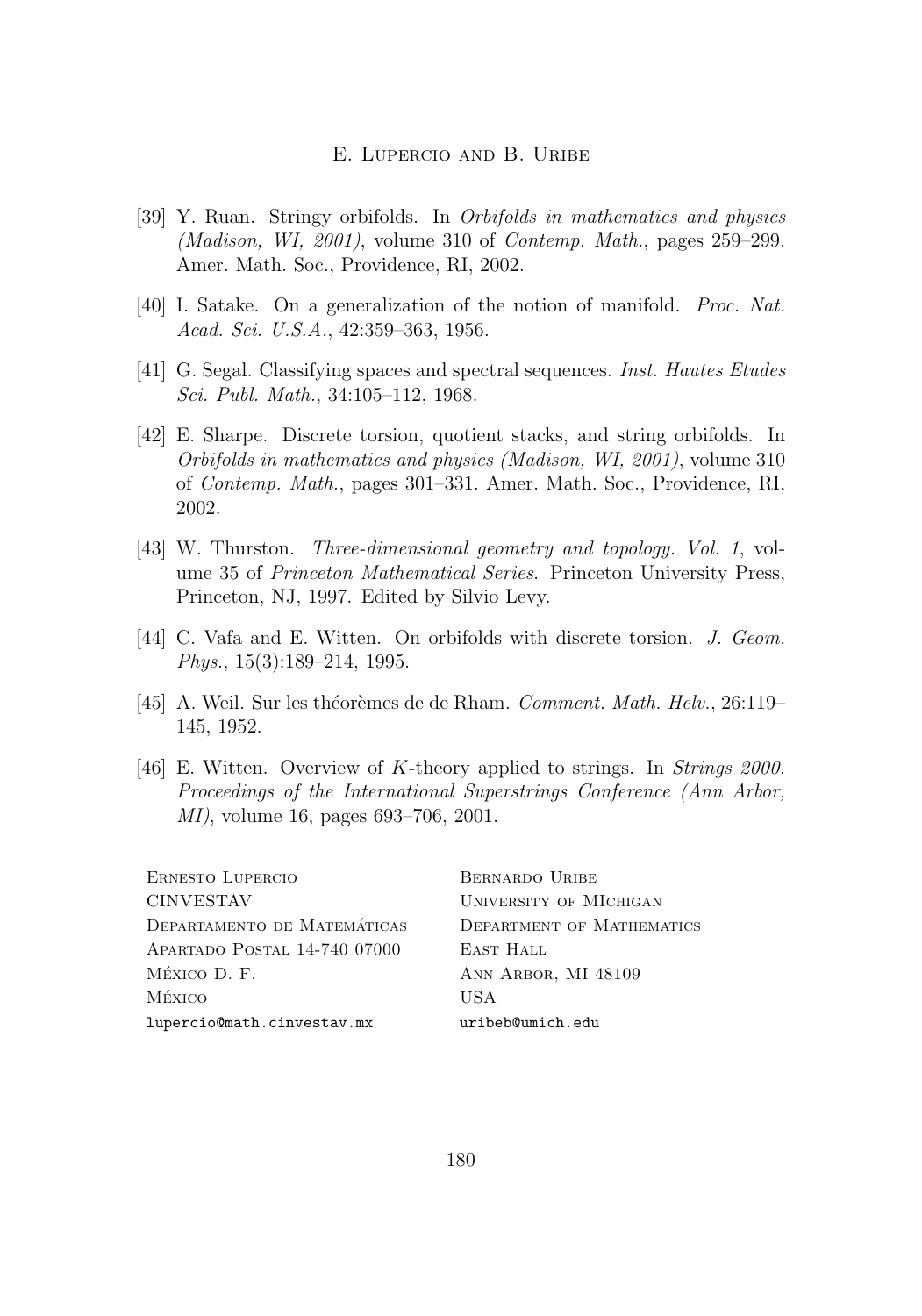[39] Y. Ruan. Stringy orbifolds. In *Orbifolds in mathematics and physics (Madison, WI, 2001)*, volume 310 of *Contemp. Math.*, pages 259–299. Amer. Math. Soc., Providence, RI, 2002.

[40] I. Satake. On a generalization of the notion of manifold. *Proc. Nat. Acad. Sci. U.S.A.*, 42:359–363, 1956.

[41] G. Segal. Classifying spaces and spectral sequences. *Inst. Hautes Etudes Sci. Publ. Math.*, 34:105–112, 1968.

[42] E. Sharpe. Discrete torsion, quotient stacks, and string orbifolds. In *Orbifolds in mathematics and physics (Madison, WI, 2001)*, volume 310 of *Contemp. Math.*, pages 301–331. Amer. Math. Soc., Providence, RI, 2002.

[43] W. Thurston. *Three-dimensional geometry and topology. Vol. 1*, volume 35 of *Princeton Mathematical Series*. Princeton University Press, Princeton, NJ, 1997. Edited by Silvio Levy.

[44] C. Vafa and E. Witten. On orbifolds with discrete torsion. *J. Geom. Phys.*, 15(3):189–214, 1995.

[45] A. Weil. Sur les théorèmes de de Rham. *Comment. Math. Helv.*, 26:119–145, 1952.

[46] E. Witten. Overview of $K$-theory applied to strings. In *Strings 2000. Proceedings of the International Superstrings Conference (Ann Arbor, MI)*, volume 16, pages 693–706, 2001.

Ernesto Lupercio
CINVESTAV
Departamento de Matemáticas
Apartado Postal 14-740 07000
México D. F.
México
lupercio@math.cinvestav.mx

Bernardo Uribe
University of MIchigan
Department of Mathematics
East Hall
Ann Arbor, MI 48109
USA
uribeb@umich.edu